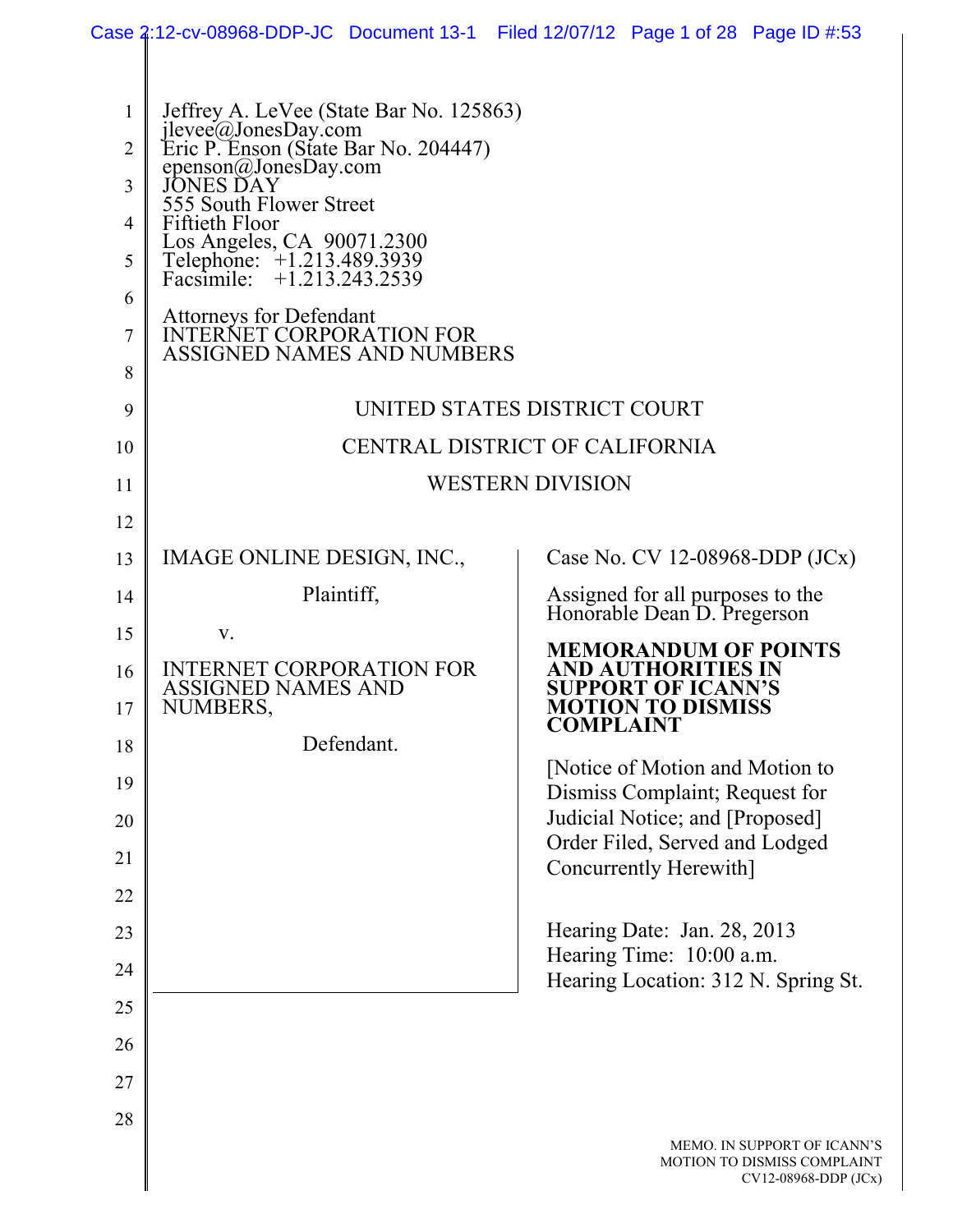Jeffrey A. LeVee (State Bar No. 125863)
jlevee@JonesDay.com
Eric P. Enson (State Bar No. 204447)
epenson@JonesDay.com
JONES DAY
555 South Flower Street
Fiftieth Floor
Los Angeles, CA 90071.2300
Telephone: +1.213.489.3939
Facsimile: +1.213.243.2539

Attorneys for Defendant
INTERNET CORPORATION FOR
ASSIGNED NAMES AND NUMBERS

UNITED STATES DISTRICT COURT

CENTRAL DISTRICT OF CALIFORNIA

WESTERN DIVISION

IMAGE ONLINE DESIGN, INC.,

Plaintiff,

v.

INTERNET CORPORATION FOR ASSIGNED NAMES AND NUMBERS,

Defendant.

Case No. CV 12-08968-DDP (JCx)

Assigned for all purposes to the Honorable Dean D. Pregerson

**MEMORANDUM OF POINTS AND AUTHORITIES IN SUPPORT OF ICANN'S MOTION TO DISMISS COMPLAINT**

[Notice of Motion and Motion to Dismiss Complaint; Request for Judicial Notice; and [Proposed] Order Filed, Served and Lodged Concurrently Herewith]

Hearing Date: Jan. 28, 2013
Hearing Time: 10:00 a.m.
Hearing Location: 312 N. Spring St.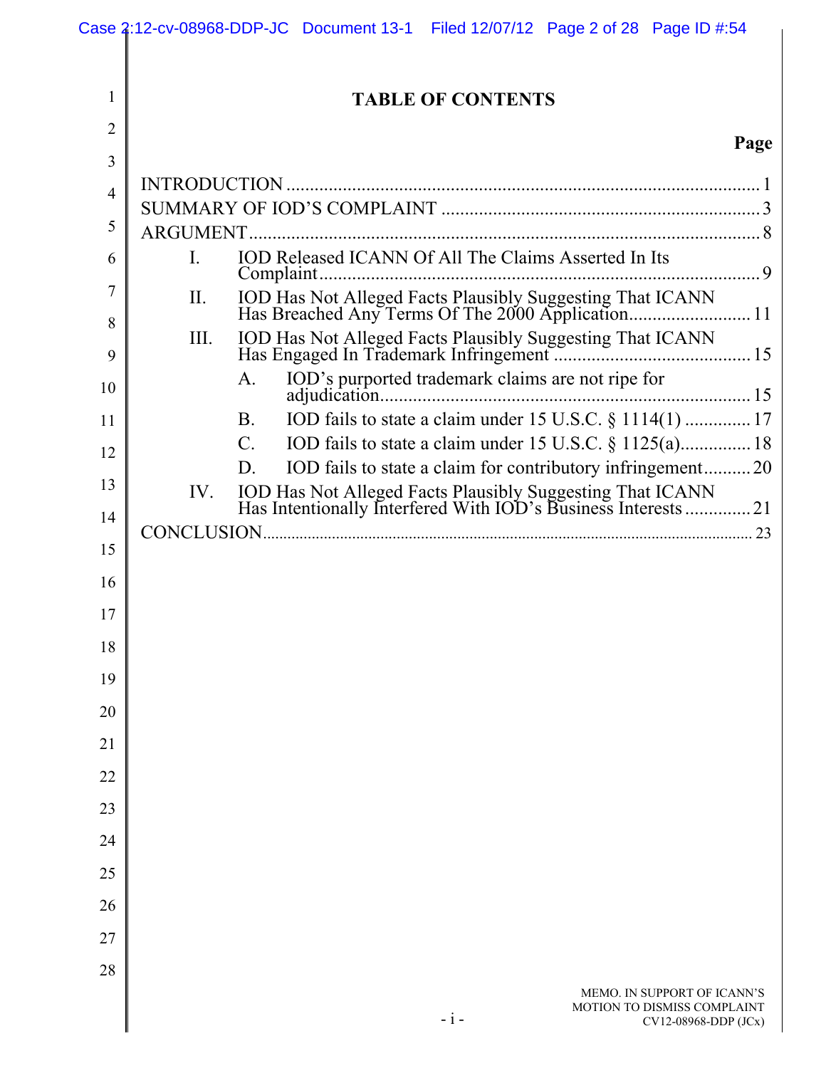# TABLE OF CONTENTS

**Page**

INTRODUCTION ........................................................................................................ 1

SUMMARY OF IOD'S COMPLAINT ...................................................................... 3

ARGUMENT ............................................................................................................. 8

- I. IOD Released ICANN Of All The Claims Asserted In Its Complaint ................................................................................................ 9
- II. IOD Has Not Alleged Facts Plausibly Suggesting That ICANN Has Breached Any Terms Of The 2000 Application .......................... 11
- III. IOD Has Not Alleged Facts Plausibly Suggesting That ICANN Has Engaged In Trademark Infringement .......................................... 15
  - A. IOD's purported trademark claims are not ripe for adjudication ................................................................................ 15
  - B. IOD fails to state a claim under 15 U.S.C. § 1114(1) ............. 17
  - C. IOD fails to state a claim under 15 U.S.C. § 1125(a) ............... 18
  - D. IOD fails to state a claim for contributory infringement .......... 20
- IV. IOD Has Not Alleged Facts Plausibly Suggesting That ICANN Has Intentionally Interfered With IOD's Business Interests ............. 21

CONCLUSION ........................................................................................................ 23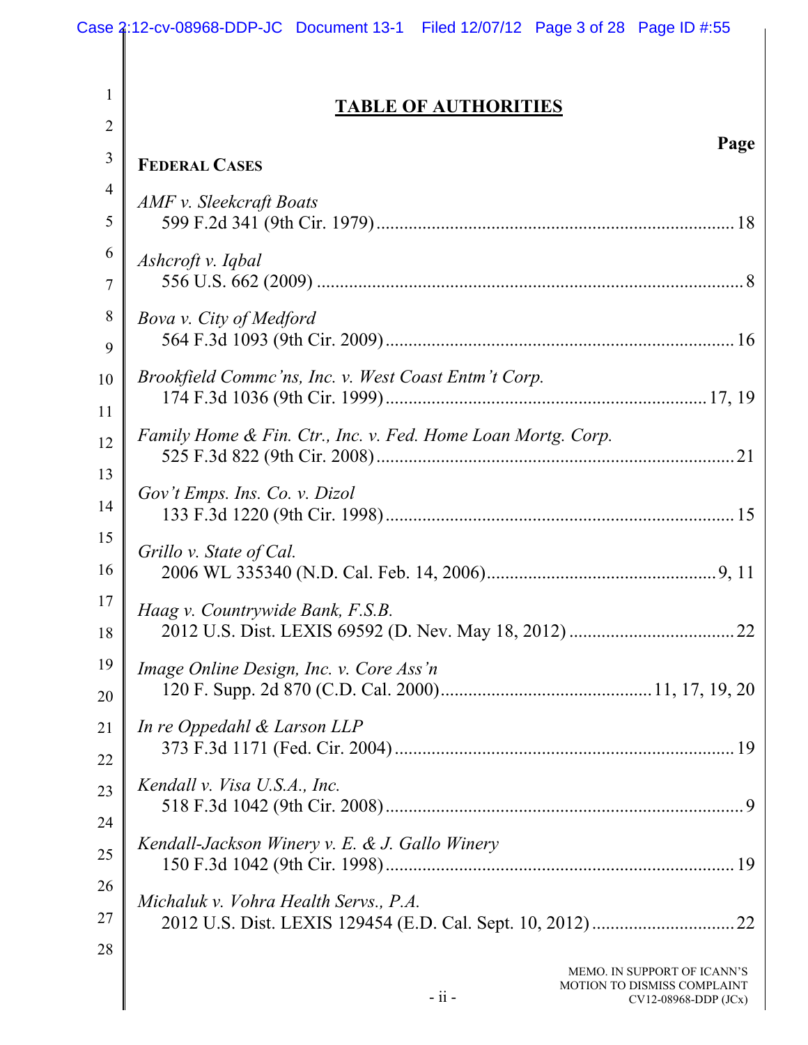## TABLE OF AUTHORITIES

**Page**

**FEDERAL CASES**

*AMF v. Sleekcraft Boats*
599 F.2d 341 (9th Cir. 1979) .......... 18

*Ashcroft v. Iqbal*
556 U.S. 662 (2009) .......... 8

*Bova v. City of Medford*
564 F.3d 1093 (9th Cir. 2009) .......... 16

*Brookfield Commc'ns, Inc. v. West Coast Entm't Corp.*
174 F.3d 1036 (9th Cir. 1999) .......... 17, 19

*Family Home & Fin. Ctr., Inc. v. Fed. Home Loan Mortg. Corp.*
525 F.3d 822 (9th Cir. 2008) .......... 21

*Gov't Emps. Ins. Co. v. Dizol*
133 F.3d 1220 (9th Cir. 1998) .......... 15

*Grillo v. State of Cal.*
2006 WL 335340 (N.D. Cal. Feb. 14, 2006) .......... 9, 11

*Haag v. Countrywide Bank, F.S.B.*
2012 U.S. Dist. LEXIS 69592 (D. Nev. May 18, 2012) .......... 22

*Image Online Design, Inc. v. Core Ass'n*
120 F. Supp. 2d 870 (C.D. Cal. 2000) .......... 11, 17, 19, 20

*In re Oppedahl & Larson LLP*
373 F.3d 1171 (Fed. Cir. 2004) .......... 19

*Kendall v. Visa U.S.A., Inc.*
518 F.3d 1042 (9th Cir. 2008) .......... 9

*Kendall-Jackson Winery v. E. & J. Gallo Winery*
150 F.3d 1042 (9th Cir. 1998) .......... 19

*Michaluk v. Vohra Health Servs., P.A.*
2012 U.S. Dist. LEXIS 129454 (E.D. Cal. Sept. 10, 2012) .......... 22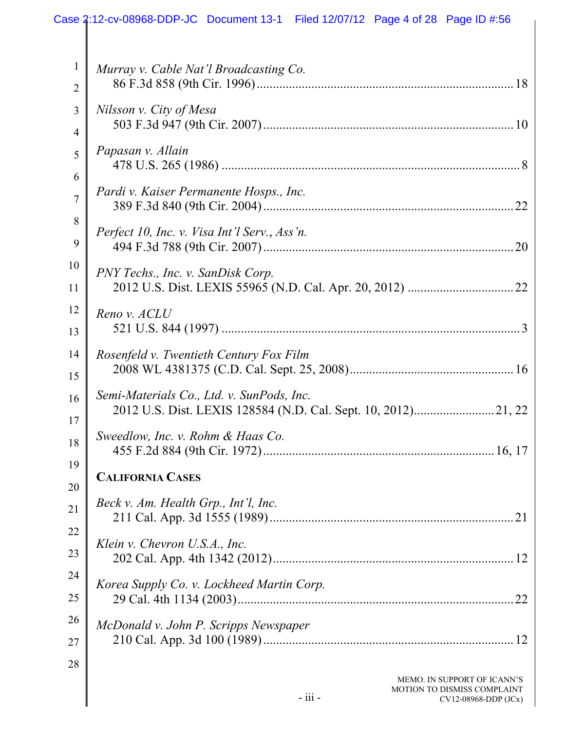*Murray v. Cable Nat'l Broadcasting Co.*
86 F.3d 858 (9th Cir. 1996) .............................................................. 18

*Nilsson v. City of Mesa*
503 F.3d 947 (9th Cir. 2007) .............................................................. 10

*Papasan v. Allain*
478 U.S. 265 (1986) .............................................................. 8

*Pardi v. Kaiser Permanente Hosps., Inc.*
389 F.3d 840 (9th Cir. 2004) .............................................................. 22

*Perfect 10, Inc. v. Visa Int'l Serv., Ass'n.*
494 F.3d 788 (9th Cir. 2007) .............................................................. 20

*PNY Techs., Inc. v. SanDisk Corp.*
2012 U.S. Dist. LEXIS 55965 (N.D. Cal. Apr. 20, 2012) .............................. 22

*Reno v. ACLU*
521 U.S. 844 (1997) .............................................................. 3

*Rosenfeld v. Twentieth Century Fox Film*
2008 WL 4381375 (C.D. Cal. Sept. 25, 2008) .............................................. 16

*Semi-Materials Co., Ltd. v. SunPods, Inc.*
2012 U.S. Dist. LEXIS 128584 (N.D. Cal. Sept. 10, 2012) .......................... 21, 22

*Sweedlow, Inc. v. Rohm & Haas Co.*
455 F.2d 884 (9th Cir. 1972) .............................................................. 16, 17

**CALIFORNIA CASES**

*Beck v. Am. Health Grp., Int'l, Inc.*
211 Cal. App. 3d 1555 (1989) .............................................................. 21

*Klein v. Chevron U.S.A., Inc.*
202 Cal. App. 4th 1342 (2012) .............................................................. 12

*Korea Supply Co. v. Lockheed Martin Corp.*
29 Cal. 4th 1134 (2003) .............................................................. 22

*McDonald v. John P. Scripps Newspaper*
210 Cal. App. 3d 100 (1989) .............................................................. 12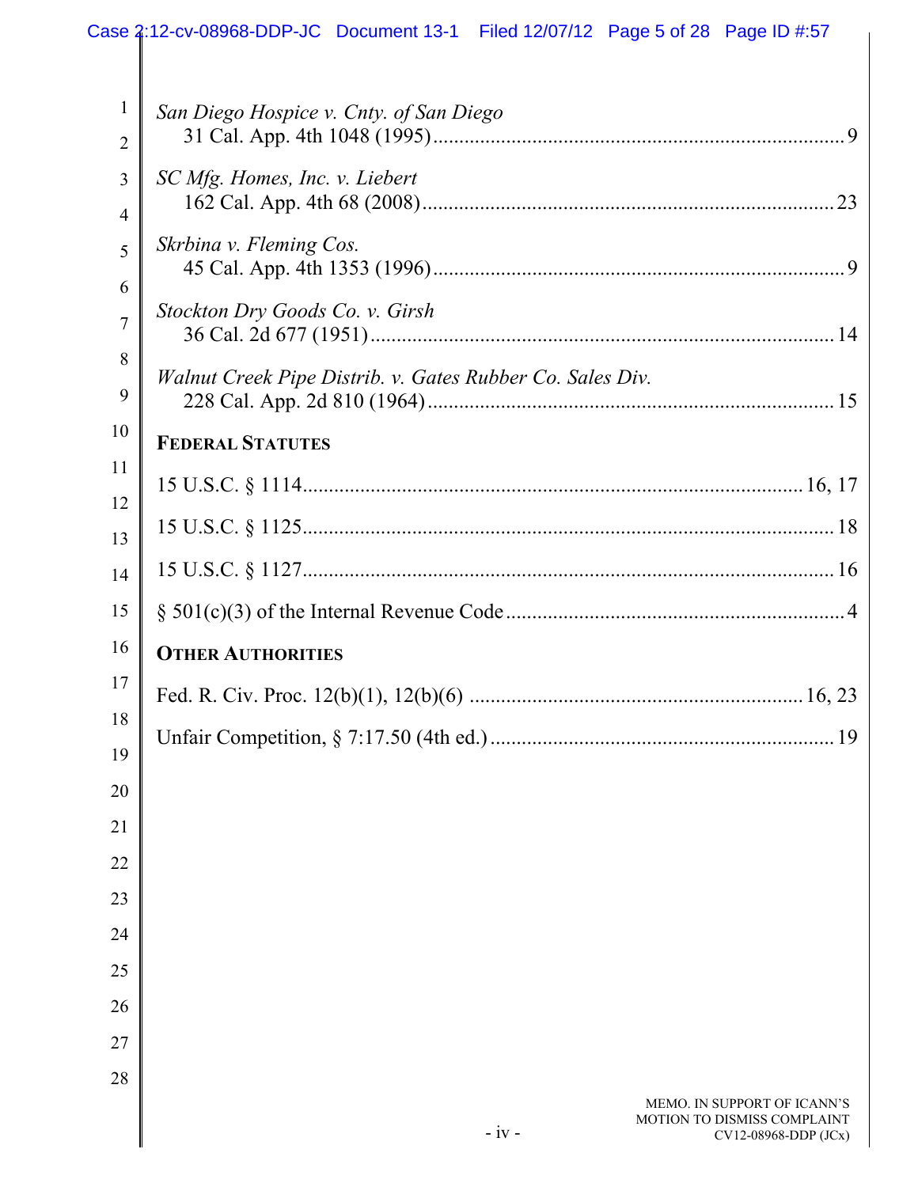*San Diego Hospice v. Cnty. of San Diego*
31 Cal. App. 4th 1048 (1995) ........................................................................ 9

*SC Mfg. Homes, Inc. v. Liebert*
162 Cal. App. 4th 68 (2008) ........................................................................ 23

*Skrbina v. Fleming Cos.*
45 Cal. App. 4th 1353 (1996) ........................................................................ 9

*Stockton Dry Goods Co. v. Girsh*
36 Cal. 2d 677 (1951) ........................................................................ 14

*Walnut Creek Pipe Distrib. v. Gates Rubber Co. Sales Div.*
228 Cal. App. 2d 810 (1964) ........................................................................ 15

**FEDERAL STATUTES**

15 U.S.C. § 1114 ........................................................................ 16, 17

15 U.S.C. § 1125 ........................................................................ 18

15 U.S.C. § 1127 ........................................................................ 16

§ 501(c)(3) of the Internal Revenue Code ........................................................................ 4

**OTHER AUTHORITIES**

Fed. R. Civ. Proc. 12(b)(1), 12(b)(6) ........................................................................ 16, 23

Unfair Competition, § 7:17.50 (4th ed.) ........................................................................ 19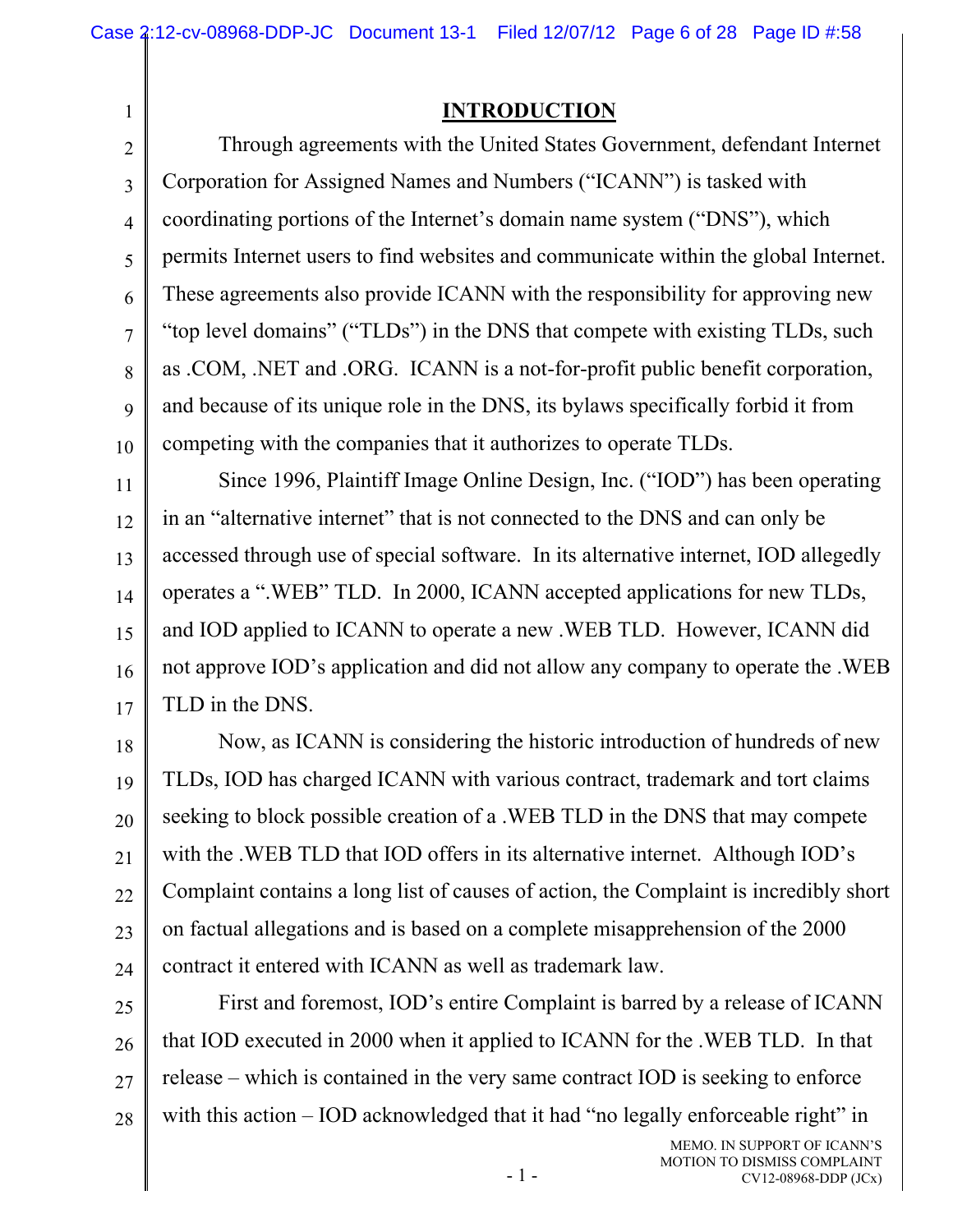## INTRODUCTION

Through agreements with the United States Government, defendant Internet Corporation for Assigned Names and Numbers ("ICANN") is tasked with coordinating portions of the Internet's domain name system ("DNS"), which permits Internet users to find websites and communicate within the global Internet. These agreements also provide ICANN with the responsibility for approving new "top level domains" ("TLDs") in the DNS that compete with existing TLDs, such as .COM, .NET and .ORG. ICANN is a not-for-profit public benefit corporation, and because of its unique role in the DNS, its bylaws specifically forbid it from competing with the companies that it authorizes to operate TLDs.

Since 1996, Plaintiff Image Online Design, Inc. ("IOD") has been operating in an "alternative internet" that is not connected to the DNS and can only be accessed through use of special software. In its alternative internet, IOD allegedly operates a ".WEB" TLD. In 2000, ICANN accepted applications for new TLDs, and IOD applied to ICANN to operate a new .WEB TLD. However, ICANN did not approve IOD's application and did not allow any company to operate the .WEB TLD in the DNS.

Now, as ICANN is considering the historic introduction of hundreds of new TLDs, IOD has charged ICANN with various contract, trademark and tort claims seeking to block possible creation of a .WEB TLD in the DNS that may compete with the .WEB TLD that IOD offers in its alternative internet. Although IOD's Complaint contains a long list of causes of action, the Complaint is incredibly short on factual allegations and is based on a complete misapprehension of the 2000 contract it entered with ICANN as well as trademark law.

First and foremost, IOD's entire Complaint is barred by a release of ICANN that IOD executed in 2000 when it applied to ICANN for the .WEB TLD. In that release – which is contained in the very same contract IOD is seeking to enforce with this action – IOD acknowledged that it had "no legally enforceable right" in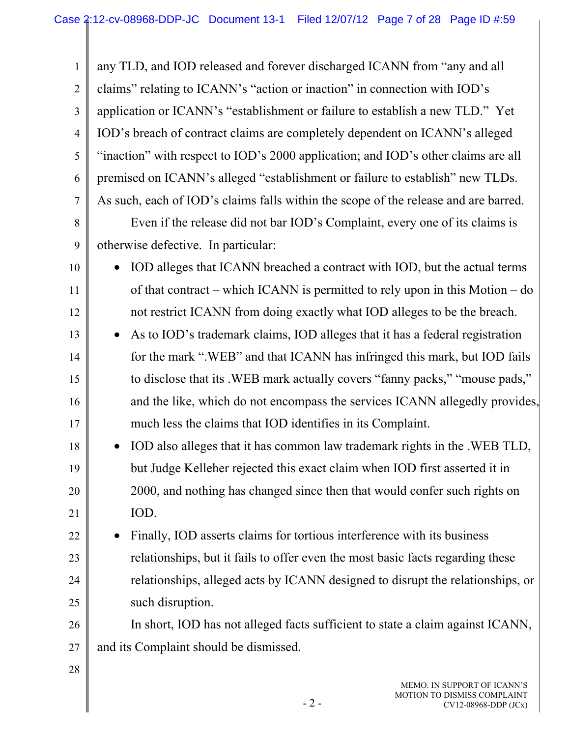any TLD, and IOD released and forever discharged ICANN from "any and all claims" relating to ICANN's "action or inaction" in connection with IOD's application or ICANN's "establishment or failure to establish a new TLD." Yet IOD's breach of contract claims are completely dependent on ICANN's alleged "inaction" with respect to IOD's 2000 application; and IOD's other claims are all premised on ICANN's alleged "establishment or failure to establish" new TLDs. As such, each of IOD's claims falls within the scope of the release and are barred.

Even if the release did not bar IOD's Complaint, every one of its claims is otherwise defective. In particular:

- IOD alleges that ICANN breached a contract with IOD, but the actual terms of that contract – which ICANN is permitted to rely upon in this Motion – do not restrict ICANN from doing exactly what IOD alleges to be the breach.
- As to IOD's trademark claims, IOD alleges that it has a federal registration for the mark ".WEB" and that ICANN has infringed this mark, but IOD fails to disclose that its .WEB mark actually covers "fanny packs," "mouse pads," and the like, which do not encompass the services ICANN allegedly provides, much less the claims that IOD identifies in its Complaint.
- IOD also alleges that it has common law trademark rights in the .WEB TLD, but Judge Kelleher rejected this exact claim when IOD first asserted it in 2000, and nothing has changed since then that would confer such rights on IOD.
- Finally, IOD asserts claims for tortious interference with its business relationships, but it fails to offer even the most basic facts regarding these relationships, alleged acts by ICANN designed to disrupt the relationships, or such disruption.

In short, IOD has not alleged facts sufficient to state a claim against ICANN, and its Complaint should be dismissed.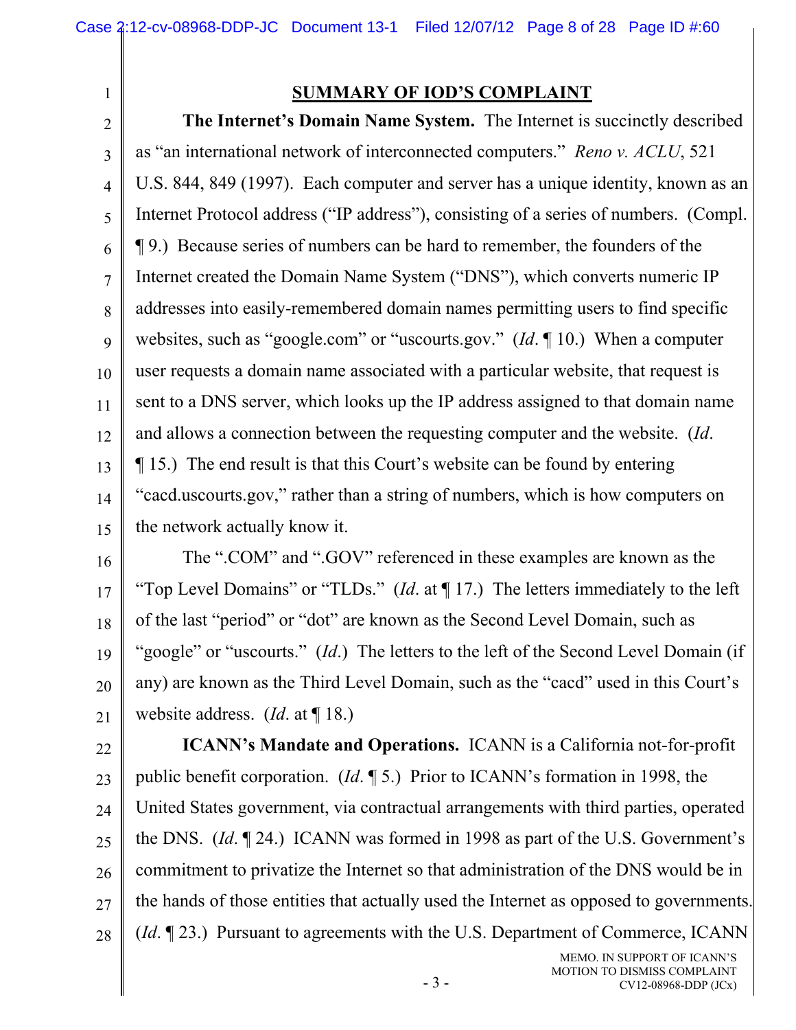## SUMMARY OF IOD'S COMPLAINT

**The Internet's Domain Name System.** The Internet is succinctly described as "an international network of interconnected computers." *Reno v. ACLU*, 521 U.S. 844, 849 (1997). Each computer and server has a unique identity, known as an Internet Protocol address ("IP address"), consisting of a series of numbers. (Compl. ¶ 9.) Because series of numbers can be hard to remember, the founders of the Internet created the Domain Name System ("DNS"), which converts numeric IP addresses into easily-remembered domain names permitting users to find specific websites, such as "google.com" or "uscourts.gov." (*Id*. ¶ 10.) When a computer user requests a domain name associated with a particular website, that request is sent to a DNS server, which looks up the IP address assigned to that domain name and allows a connection between the requesting computer and the website. (*Id*. ¶ 15.) The end result is that this Court's website can be found by entering "cacd.uscourts.gov," rather than a string of numbers, which is how computers on the network actually know it.

The ".COM" and ".GOV" referenced in these examples are known as the "Top Level Domains" or "TLDs." (*Id*. at ¶ 17.) The letters immediately to the left of the last "period" or "dot" are known as the Second Level Domain, such as "google" or "uscourts." (*Id*.) The letters to the left of the Second Level Domain (if any) are known as the Third Level Domain, such as the "cacd" used in this Court's website address. (*Id*. at ¶ 18.)

**ICANN's Mandate and Operations.** ICANN is a California not-for-profit public benefit corporation. (*Id*. ¶ 5.) Prior to ICANN's formation in 1998, the United States government, via contractual arrangements with third parties, operated the DNS. (*Id*. ¶ 24.) ICANN was formed in 1998 as part of the U.S. Government's commitment to privatize the Internet so that administration of the DNS would be in the hands of those entities that actually used the Internet as opposed to governments. (*Id*. ¶ 23.) Pursuant to agreements with the U.S. Department of Commerce, ICANN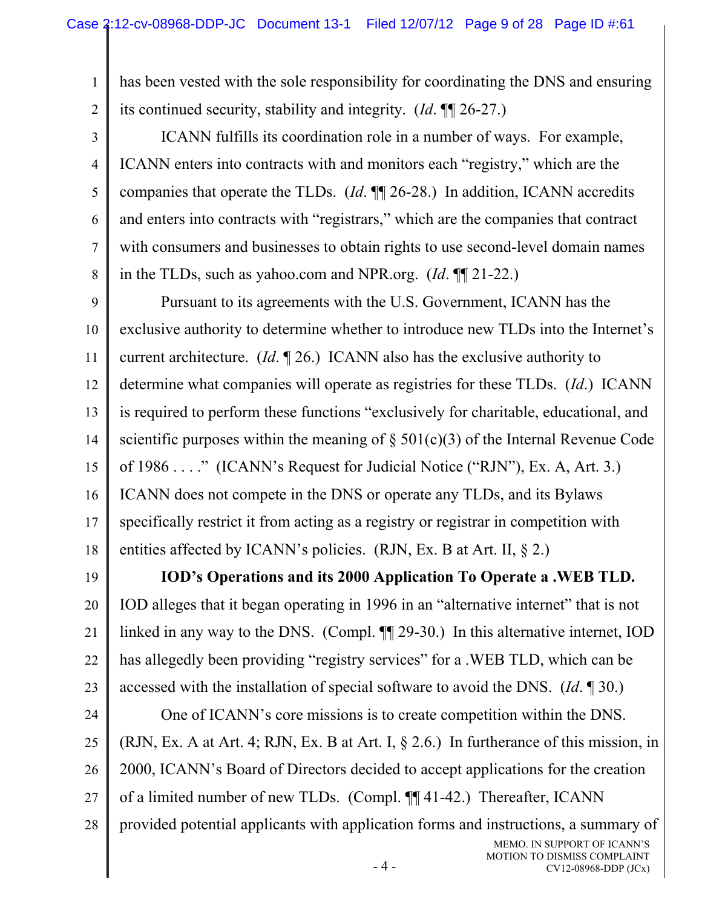has been vested with the sole responsibility for coordinating the DNS and ensuring its continued security, stability and integrity. (*Id*. ¶¶ 26-27.)

ICANN fulfills its coordination role in a number of ways. For example, ICANN enters into contracts with and monitors each "registry," which are the companies that operate the TLDs. (*Id*. ¶¶ 26-28.) In addition, ICANN accredits and enters into contracts with "registrars," which are the companies that contract with consumers and businesses to obtain rights to use second-level domain names in the TLDs, such as yahoo.com and NPR.org. (*Id*. ¶¶ 21-22.)

Pursuant to its agreements with the U.S. Government, ICANN has the exclusive authority to determine whether to introduce new TLDs into the Internet's current architecture. (*Id*. ¶ 26.) ICANN also has the exclusive authority to determine what companies will operate as registries for these TLDs. (*Id*.) ICANN is required to perform these functions "exclusively for charitable, educational, and scientific purposes within the meaning of § 501(c)(3) of the Internal Revenue Code of 1986 . . . ." (ICANN's Request for Judicial Notice ("RJN"), Ex. A, Art. 3.) ICANN does not compete in the DNS or operate any TLDs, and its Bylaws specifically restrict it from acting as a registry or registrar in competition with entities affected by ICANN's policies. (RJN, Ex. B at Art. II, § 2.)

**IOD's Operations and its 2000 Application To Operate a .WEB TLD.** IOD alleges that it began operating in 1996 in an "alternative internet" that is not linked in any way to the DNS. (Compl. ¶¶ 29-30.) In this alternative internet, IOD has allegedly been providing "registry services" for a .WEB TLD, which can be accessed with the installation of special software to avoid the DNS. (*Id*. ¶ 30.)

One of ICANN's core missions is to create competition within the DNS. (RJN, Ex. A at Art. 4; RJN, Ex. B at Art. I, § 2.6.) In furtherance of this mission, in 2000, ICANN's Board of Directors decided to accept applications for the creation of a limited number of new TLDs. (Compl. ¶¶ 41-42.) Thereafter, ICANN provided potential applicants with application forms and instructions, a summary of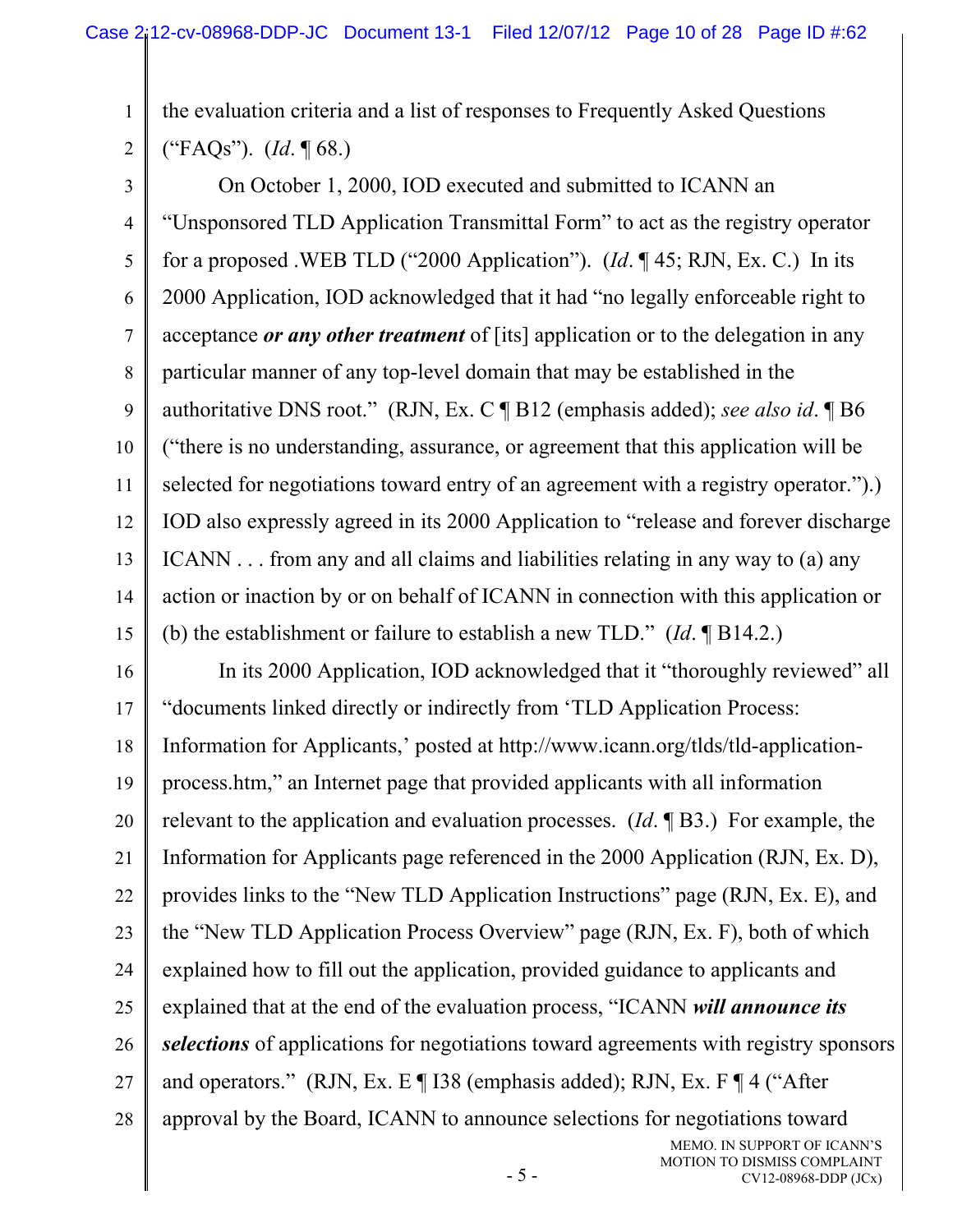the evaluation criteria and a list of responses to Frequently Asked Questions ("FAQs"). (*Id*. ¶ 68.)

On October 1, 2000, IOD executed and submitted to ICANN an "Unsponsored TLD Application Transmittal Form" to act as the registry operator for a proposed .WEB TLD ("2000 Application"). (*Id*. ¶ 45; RJN, Ex. C.) In its 2000 Application, IOD acknowledged that it had "no legally enforceable right to acceptance ***or any other treatment*** of [its] application or to the delegation in any particular manner of any top-level domain that may be established in the authoritative DNS root." (RJN, Ex. C ¶ B12 (emphasis added); *see also id*. ¶ B6 ("there is no understanding, assurance, or agreement that this application will be selected for negotiations toward entry of an agreement with a registry operator.").) IOD also expressly agreed in its 2000 Application to "release and forever discharge ICANN . . . from any and all claims and liabilities relating in any way to (a) any action or inaction by or on behalf of ICANN in connection with this application or (b) the establishment or failure to establish a new TLD." (*Id*. ¶ B14.2.)

In its 2000 Application, IOD acknowledged that it "thoroughly reviewed" all "documents linked directly or indirectly from 'TLD Application Process: Information for Applicants,' posted at http://www.icann.org/tlds/tld-application-process.htm," an Internet page that provided applicants with all information relevant to the application and evaluation processes. (*Id*. ¶ B3.) For example, the Information for Applicants page referenced in the 2000 Application (RJN, Ex. D), provides links to the "New TLD Application Instructions" page (RJN, Ex. E), and the "New TLD Application Process Overview" page (RJN, Ex. F), both of which explained how to fill out the application, provided guidance to applicants and explained that at the end of the evaluation process, "ICANN ***will announce its selections*** of applications for negotiations toward agreements with registry sponsors and operators." (RJN, Ex. E ¶ I38 (emphasis added); RJN, Ex. F ¶ 4 ("After approval by the Board, ICANN to announce selections for negotiations toward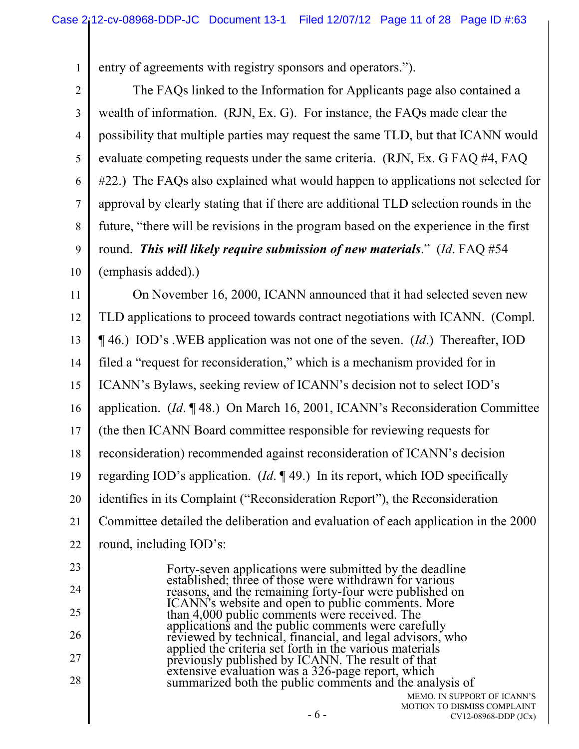entry of agreements with registry sponsors and operators.").

The FAQs linked to the Information for Applicants page also contained a wealth of information. (RJN, Ex. G). For instance, the FAQs made clear the possibility that multiple parties may request the same TLD, but that ICANN would evaluate competing requests under the same criteria. (RJN, Ex. G FAQ #4, FAQ #22.) The FAQs also explained what would happen to applications not selected for approval by clearly stating that if there are additional TLD selection rounds in the future, "there will be revisions in the program based on the experience in the first round. ***This will likely require submission of new materials***." (*Id*. FAQ #54 (emphasis added).)

On November 16, 2000, ICANN announced that it had selected seven new TLD applications to proceed towards contract negotiations with ICANN. (Compl. ¶ 46.) IOD's .WEB application was not one of the seven. (*Id*.) Thereafter, IOD filed a "request for reconsideration," which is a mechanism provided for in ICANN's Bylaws, seeking review of ICANN's decision not to select IOD's application. (*Id*. ¶ 48.) On March 16, 2001, ICANN's Reconsideration Committee (the then ICANN Board committee responsible for reviewing requests for reconsideration) recommended against reconsideration of ICANN's decision regarding IOD's application. (*Id*. ¶ 49.) In its report, which IOD specifically identifies in its Complaint ("Reconsideration Report"), the Reconsideration Committee detailed the deliberation and evaluation of each application in the 2000 round, including IOD's:

> Forty-seven applications were submitted by the deadline established; three of those were withdrawn for various reasons, and the remaining forty-four were published on ICANN's website and open to public comments. More than 4,000 public comments were received. The applications and the public comments were carefully reviewed by technical, financial, and legal advisors, who applied the criteria set forth in the various materials previously published by ICANN. The result of that extensive evaluation was a 326-page report, which summarized both the public comments and the analysis of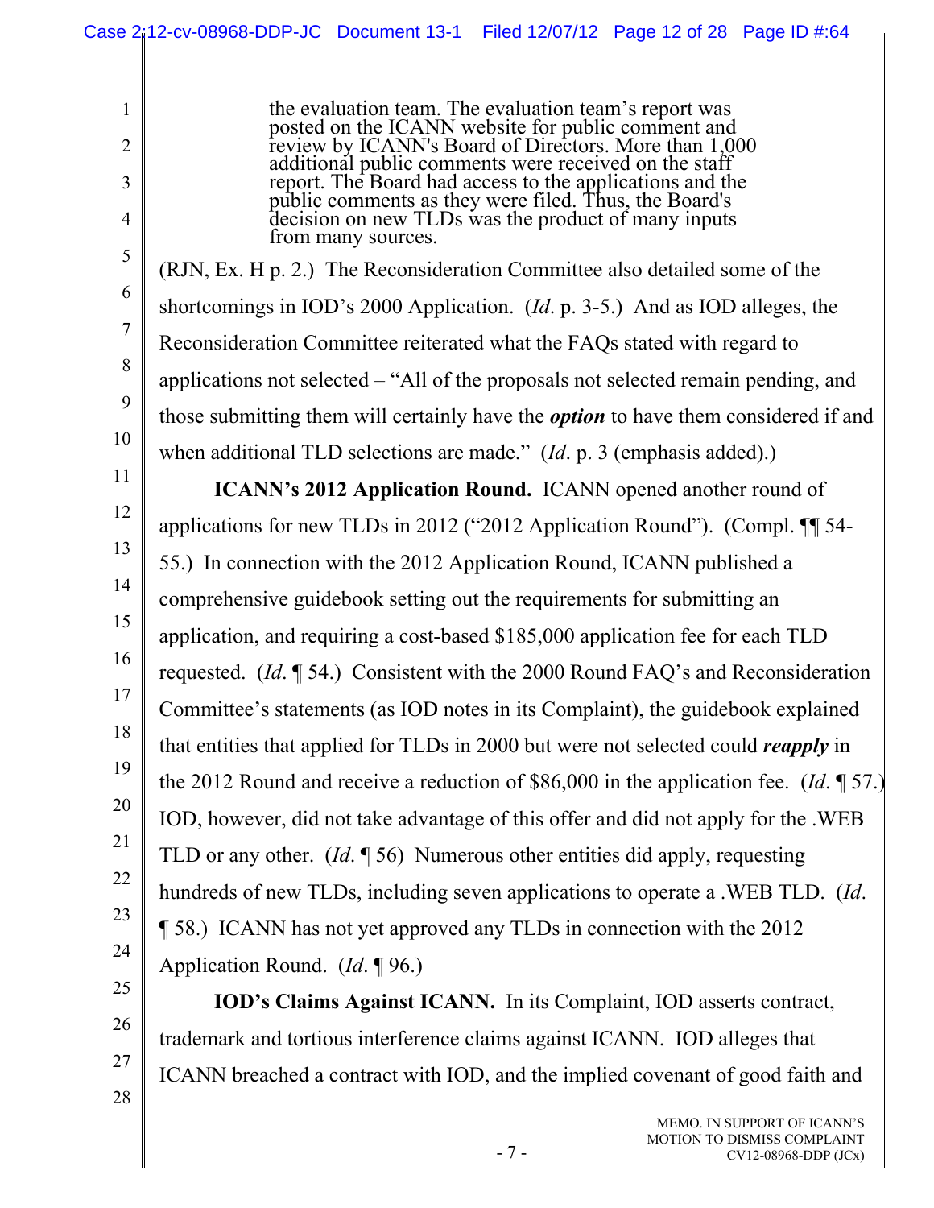> the evaluation team. The evaluation team's report was posted on the ICANN website for public comment and review by ICANN's Board of Directors. More than 1,000 additional public comments were received on the staff report. The Board had access to the applications and the public comments as they were filed. Thus, the Board's decision on new TLDs was the product of many inputs from many sources.

(RJN, Ex. H p. 2.) The Reconsideration Committee also detailed some of the shortcomings in IOD's 2000 Application. (*Id*. p. 3-5.) And as IOD alleges, the Reconsideration Committee reiterated what the FAQs stated with regard to applications not selected – "All of the proposals not selected remain pending, and those submitting them will certainly have the ***option*** to have them considered if and when additional TLD selections are made." (*Id*. p. 3 (emphasis added).)

**ICANN's 2012 Application Round.** ICANN opened another round of applications for new TLDs in 2012 ("2012 Application Round"). (Compl. ¶¶ 54-55.) In connection with the 2012 Application Round, ICANN published a comprehensive guidebook setting out the requirements for submitting an application, and requiring a cost-based $185,000 application fee for each TLD requested. (*Id*. ¶ 54.) Consistent with the 2000 Round FAQ's and Reconsideration Committee's statements (as IOD notes in its Complaint), the guidebook explained that entities that applied for TLDs in 2000 but were not selected could ***reapply*** in the 2012 Round and receive a reduction of $86,000 in the application fee. (*Id*. ¶ 57.) IOD, however, did not take advantage of this offer and did not apply for the .WEB TLD or any other. (*Id*. ¶ 56) Numerous other entities did apply, requesting hundreds of new TLDs, including seven applications to operate a .WEB TLD. (*Id*. ¶ 58.) ICANN has not yet approved any TLDs in connection with the 2012 Application Round. (*Id*. ¶ 96.)

**IOD's Claims Against ICANN.** In its Complaint, IOD asserts contract, trademark and tortious interference claims against ICANN. IOD alleges that ICANN breached a contract with IOD, and the implied covenant of good faith and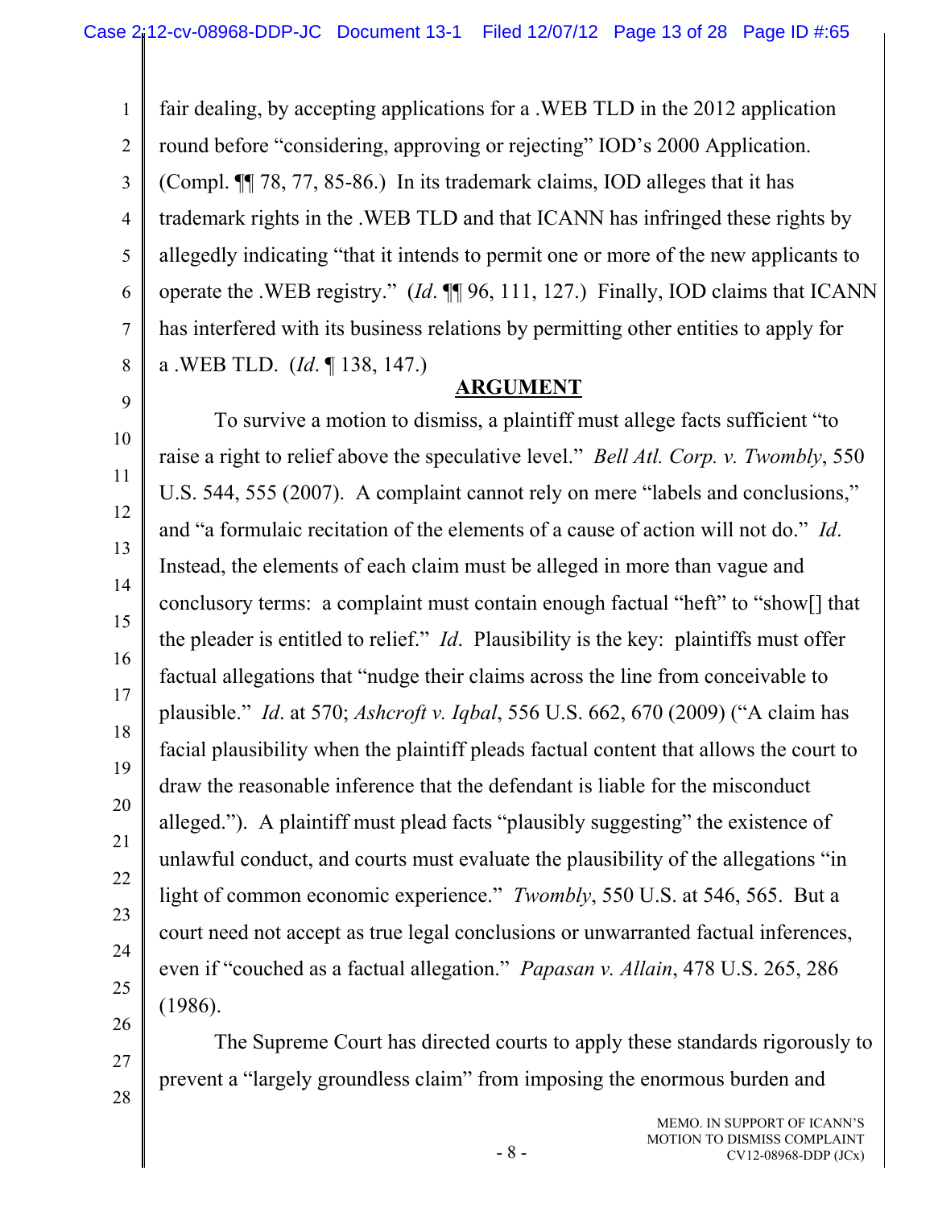fair dealing, by accepting applications for a .WEB TLD in the 2012 application round before "considering, approving or rejecting" IOD's 2000 Application. (Compl. ¶¶ 78, 77, 85-86.) In its trademark claims, IOD alleges that it has trademark rights in the .WEB TLD and that ICANN has infringed these rights by allegedly indicating "that it intends to permit one or more of the new applicants to operate the .WEB registry." (*Id*. ¶¶ 96, 111, 127.) Finally, IOD claims that ICANN has interfered with its business relations by permitting other entities to apply for a .WEB TLD. (*Id*. ¶ 138, 147.)

## ARGUMENT

To survive a motion to dismiss, a plaintiff must allege facts sufficient "to raise a right to relief above the speculative level." *Bell Atl. Corp. v. Twombly*, 550 U.S. 544, 555 (2007). A complaint cannot rely on mere "labels and conclusions," and "a formulaic recitation of the elements of a cause of action will not do." *Id*. Instead, the elements of each claim must be alleged in more than vague and conclusory terms: a complaint must contain enough factual "heft" to "show[] that the pleader is entitled to relief." *Id*. Plausibility is the key: plaintiffs must offer factual allegations that "nudge their claims across the line from conceivable to plausible." *Id*. at 570; *Ashcroft v. Iqbal*, 556 U.S. 662, 670 (2009) ("A claim has facial plausibility when the plaintiff pleads factual content that allows the court to draw the reasonable inference that the defendant is liable for the misconduct alleged."). A plaintiff must plead facts "plausibly suggesting" the existence of unlawful conduct, and courts must evaluate the plausibility of the allegations "in light of common economic experience." *Twombly*, 550 U.S. at 546, 565. But a court need not accept as true legal conclusions or unwarranted factual inferences, even if "couched as a factual allegation." *Papasan v. Allain*, 478 U.S. 265, 286 (1986).

The Supreme Court has directed courts to apply these standards rigorously to prevent a "largely groundless claim" from imposing the enormous burden and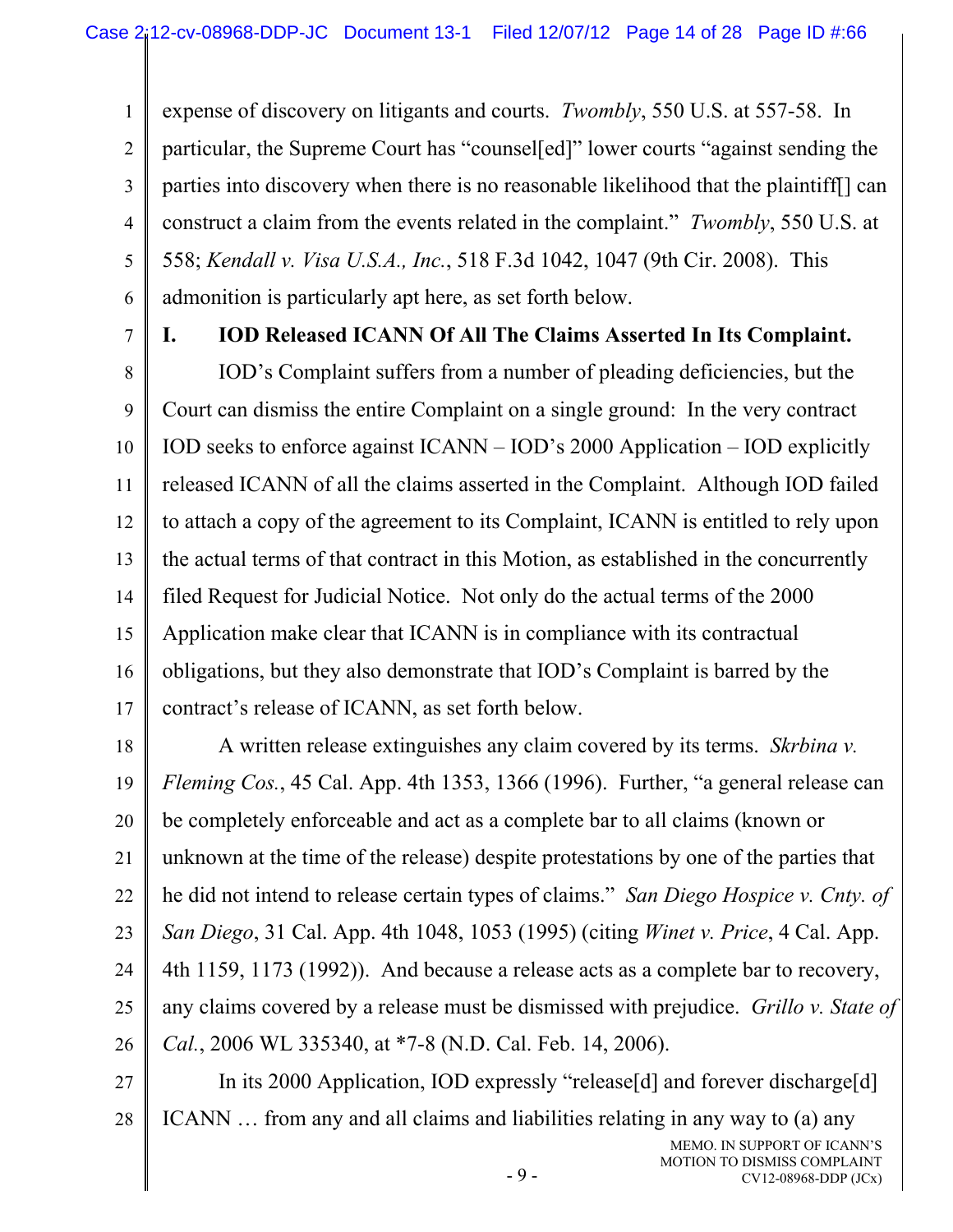expense of discovery on litigants and courts. *Twombly*, 550 U.S. at 557-58. In particular, the Supreme Court has "counsel[ed]" lower courts "against sending the parties into discovery when there is no reasonable likelihood that the plaintiff[] can construct a claim from the events related in the complaint." *Twombly*, 550 U.S. at 558; *Kendall v. Visa U.S.A., Inc.*, 518 F.3d 1042, 1047 (9th Cir. 2008). This admonition is particularly apt here, as set forth below.

## I. IOD Released ICANN Of All The Claims Asserted In Its Complaint.

IOD's Complaint suffers from a number of pleading deficiencies, but the Court can dismiss the entire Complaint on a single ground: In the very contract IOD seeks to enforce against ICANN – IOD's 2000 Application – IOD explicitly released ICANN of all the claims asserted in the Complaint. Although IOD failed to attach a copy of the agreement to its Complaint, ICANN is entitled to rely upon the actual terms of that contract in this Motion, as established in the concurrently filed Request for Judicial Notice. Not only do the actual terms of the 2000 Application make clear that ICANN is in compliance with its contractual obligations, but they also demonstrate that IOD's Complaint is barred by the contract's release of ICANN, as set forth below.

A written release extinguishes any claim covered by its terms. *Skrbina v. Fleming Cos.*, 45 Cal. App. 4th 1353, 1366 (1996). Further, "a general release can be completely enforceable and act as a complete bar to all claims (known or unknown at the time of the release) despite protestations by one of the parties that he did not intend to release certain types of claims." *San Diego Hospice v. Cnty. of San Diego*, 31 Cal. App. 4th 1048, 1053 (1995) (citing *Winet v. Price*, 4 Cal. App. 4th 1159, 1173 (1992)). And because a release acts as a complete bar to recovery, any claims covered by a release must be dismissed with prejudice. *Grillo v. State of Cal.*, 2006 WL 335340, at *7-8 (N.D. Cal. Feb. 14, 2006).

In its 2000 Application, IOD expressly "release[d] and forever discharge[d] ICANN … from any and all claims and liabilities relating in any way to (a) any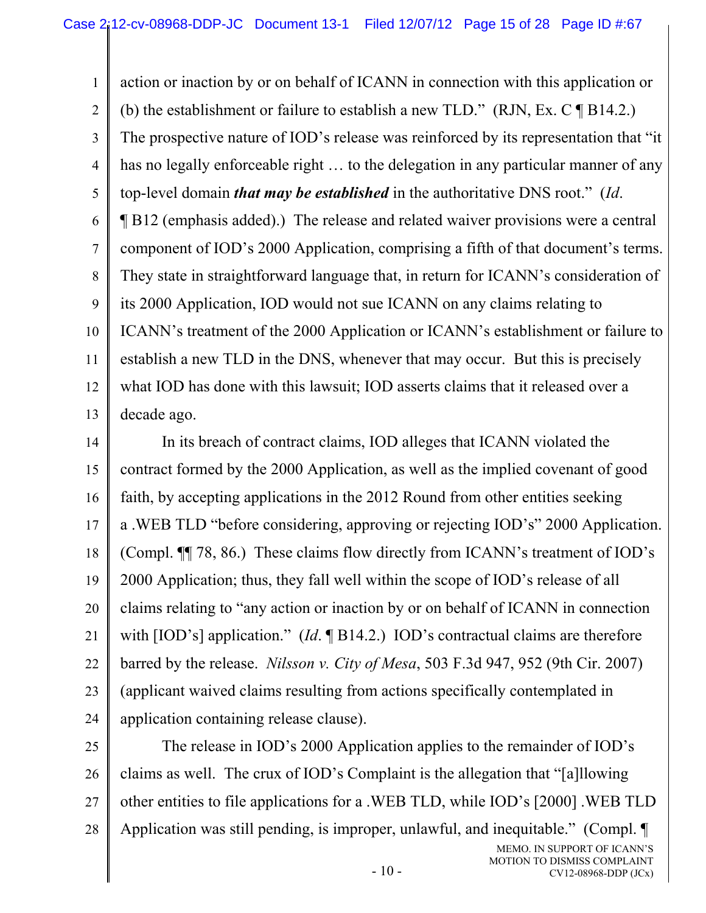action or inaction by or on behalf of ICANN in connection with this application or (b) the establishment or failure to establish a new TLD." (RJN, Ex. C ¶ B14.2.) The prospective nature of IOD's release was reinforced by its representation that "it has no legally enforceable right … to the delegation in any particular manner of any top-level domain ***that may be established*** in the authoritative DNS root." (*Id*. ¶ B12 (emphasis added).) The release and related waiver provisions were a central component of IOD's 2000 Application, comprising a fifth of that document's terms. They state in straightforward language that, in return for ICANN's consideration of its 2000 Application, IOD would not sue ICANN on any claims relating to ICANN's treatment of the 2000 Application or ICANN's establishment or failure to establish a new TLD in the DNS, whenever that may occur. But this is precisely what IOD has done with this lawsuit; IOD asserts claims that it released over a decade ago.

In its breach of contract claims, IOD alleges that ICANN violated the contract formed by the 2000 Application, as well as the implied covenant of good faith, by accepting applications in the 2012 Round from other entities seeking a .WEB TLD "before considering, approving or rejecting IOD's" 2000 Application. (Compl. ¶¶ 78, 86.) These claims flow directly from ICANN's treatment of IOD's 2000 Application; thus, they fall well within the scope of IOD's release of all claims relating to "any action or inaction by or on behalf of ICANN in connection with [IOD's] application." (*Id*. ¶ B14.2.) IOD's contractual claims are therefore barred by the release. *Nilsson v. City of Mesa*, 503 F.3d 947, 952 (9th Cir. 2007) (applicant waived claims resulting from actions specifically contemplated in application containing release clause).

The release in IOD's 2000 Application applies to the remainder of IOD's claims as well. The crux of IOD's Complaint is the allegation that "[a]llowing other entities to file applications for a .WEB TLD, while IOD's [2000] .WEB TLD Application was still pending, is improper, unlawful, and inequitable." (Compl. ¶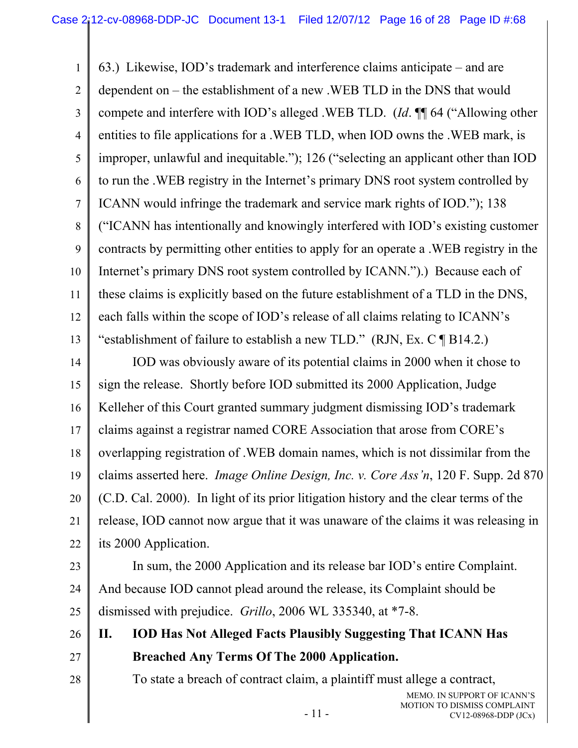63.) Likewise, IOD's trademark and interference claims anticipate – and are dependent on – the establishment of a new .WEB TLD in the DNS that would compete and interfere with IOD's alleged .WEB TLD. (*Id*. ¶¶ 64 ("Allowing other entities to file applications for a .WEB TLD, when IOD owns the .WEB mark, is improper, unlawful and inequitable."); 126 ("selecting an applicant other than IOD to run the .WEB registry in the Internet's primary DNS root system controlled by ICANN would infringe the trademark and service mark rights of IOD."); 138 ("ICANN has intentionally and knowingly interfered with IOD's existing customer contracts by permitting other entities to apply for an operate a .WEB registry in the Internet's primary DNS root system controlled by ICANN.").) Because each of these claims is explicitly based on the future establishment of a TLD in the DNS, each falls within the scope of IOD's release of all claims relating to ICANN's "establishment of failure to establish a new TLD." (RJN, Ex. C ¶ B14.2.)

IOD was obviously aware of its potential claims in 2000 when it chose to sign the release. Shortly before IOD submitted its 2000 Application, Judge Kelleher of this Court granted summary judgment dismissing IOD's trademark claims against a registrar named CORE Association that arose from CORE's overlapping registration of .WEB domain names, which is not dissimilar from the claims asserted here. *Image Online Design, Inc. v. Core Ass'n*, 120 F. Supp. 2d 870 (C.D. Cal. 2000). In light of its prior litigation history and the clear terms of the release, IOD cannot now argue that it was unaware of the claims it was releasing in its 2000 Application.

In sum, the 2000 Application and its release bar IOD's entire Complaint. And because IOD cannot plead around the release, its Complaint should be dismissed with prejudice. *Grillo*, 2006 WL 335340, at *7-8.

## II. IOD Has Not Alleged Facts Plausibly Suggesting That ICANN Has Breached Any Terms Of The 2000 Application.

To state a breach of contract claim, a plaintiff must allege a contract,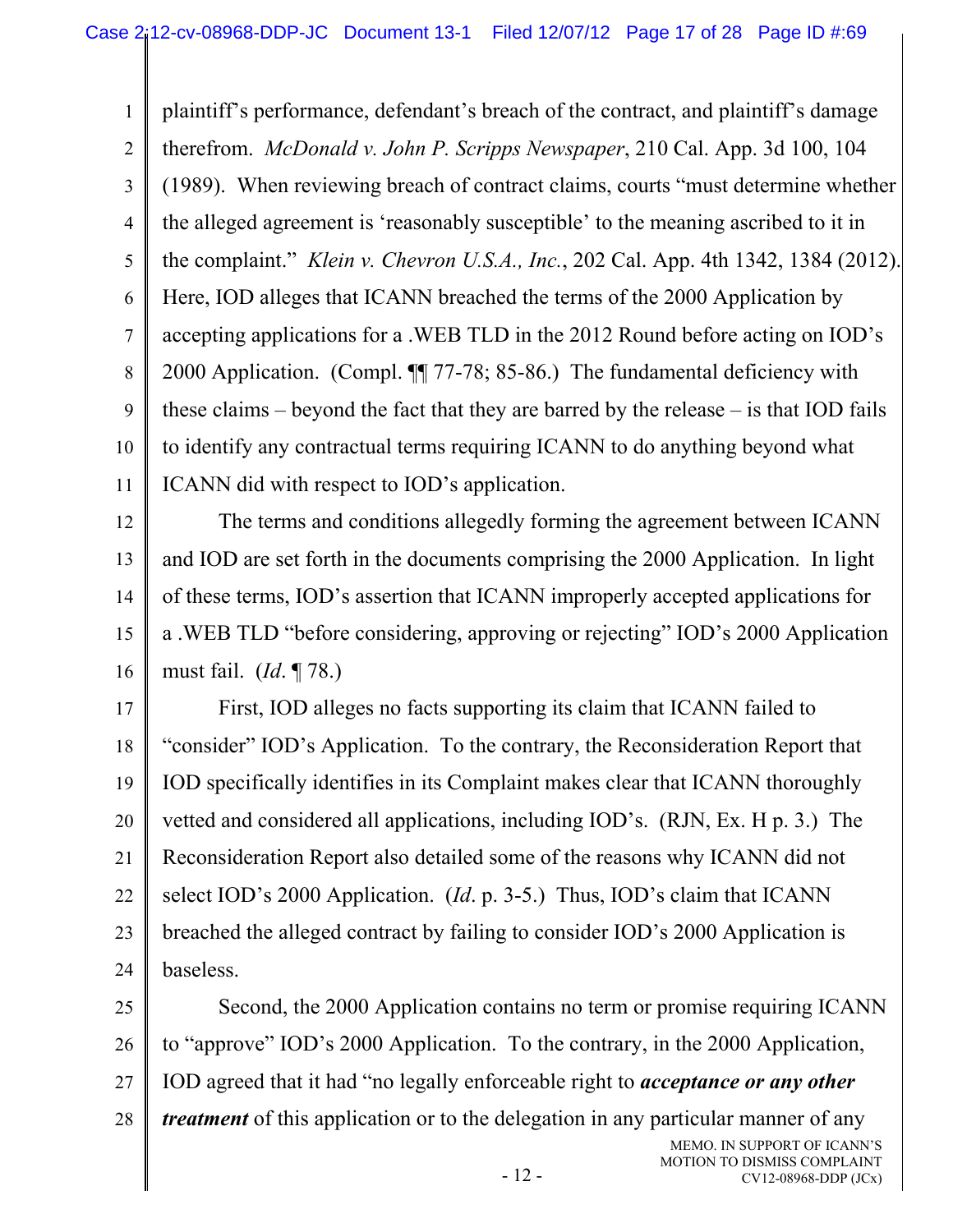plaintiff's performance, defendant's breach of the contract, and plaintiff's damage therefrom. *McDonald v. John P. Scripps Newspaper*, 210 Cal. App. 3d 100, 104 (1989). When reviewing breach of contract claims, courts "must determine whether the alleged agreement is 'reasonably susceptible' to the meaning ascribed to it in the complaint." *Klein v. Chevron U.S.A., Inc.*, 202 Cal. App. 4th 1342, 1384 (2012). Here, IOD alleges that ICANN breached the terms of the 2000 Application by accepting applications for a .WEB TLD in the 2012 Round before acting on IOD's 2000 Application. (Compl. ¶¶ 77-78; 85-86.) The fundamental deficiency with these claims – beyond the fact that they are barred by the release – is that IOD fails to identify any contractual terms requiring ICANN to do anything beyond what ICANN did with respect to IOD's application.

The terms and conditions allegedly forming the agreement between ICANN and IOD are set forth in the documents comprising the 2000 Application. In light of these terms, IOD's assertion that ICANN improperly accepted applications for a .WEB TLD "before considering, approving or rejecting" IOD's 2000 Application must fail. (*Id*. ¶ 78.)

First, IOD alleges no facts supporting its claim that ICANN failed to "consider" IOD's Application. To the contrary, the Reconsideration Report that IOD specifically identifies in its Complaint makes clear that ICANN thoroughly vetted and considered all applications, including IOD's. (RJN, Ex. H p. 3.) The Reconsideration Report also detailed some of the reasons why ICANN did not select IOD's 2000 Application. (*Id*. p. 3-5.) Thus, IOD's claim that ICANN breached the alleged contract by failing to consider IOD's 2000 Application is baseless.

Second, the 2000 Application contains no term or promise requiring ICANN to "approve" IOD's 2000 Application. To the contrary, in the 2000 Application, IOD agreed that it had "no legally enforceable right to ***acceptance or any other treatment*** of this application or to the delegation in any particular manner of any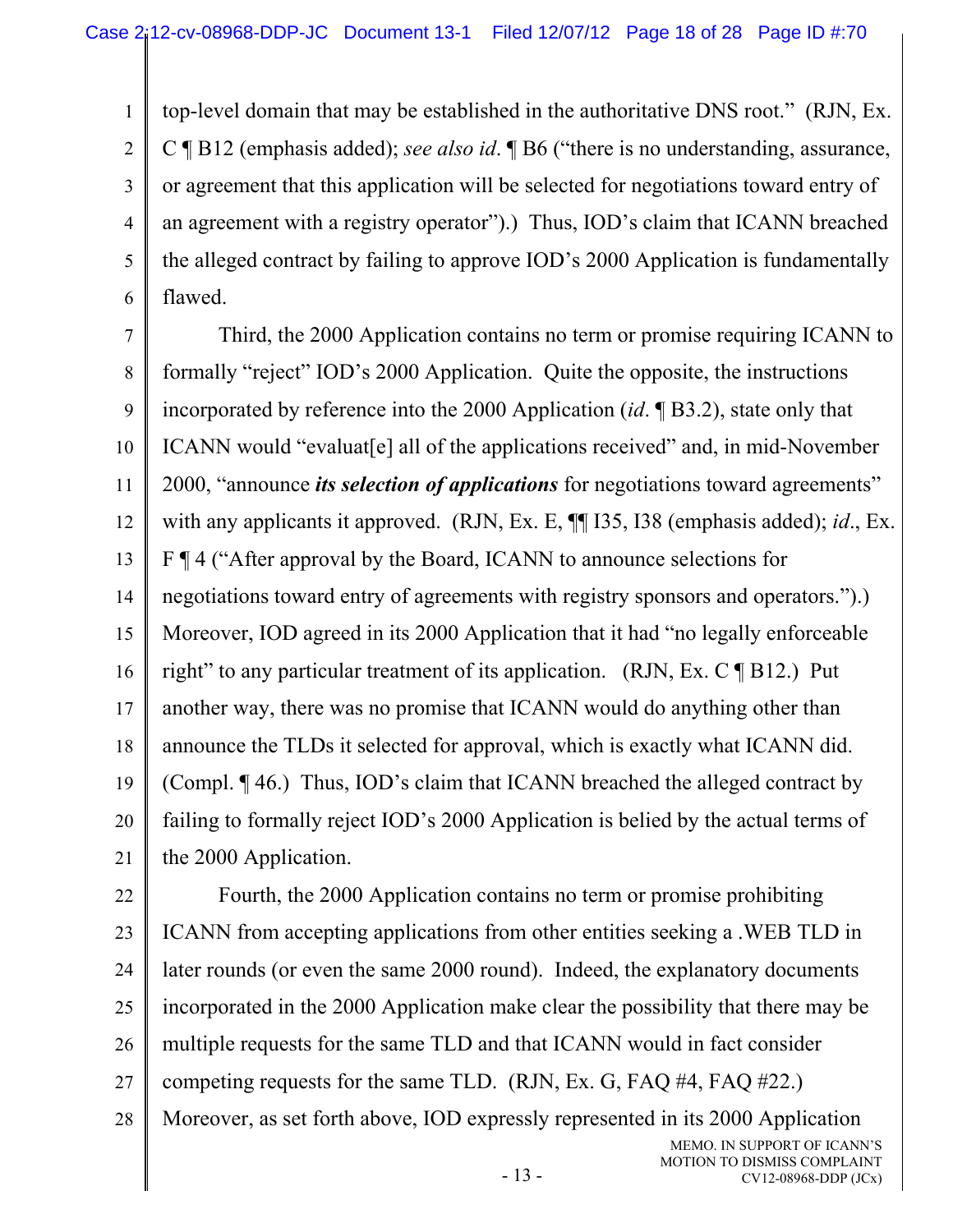top-level domain that may be established in the authoritative DNS root." (RJN, Ex. C ¶ B12 (emphasis added); *see also id*. ¶ B6 ("there is no understanding, assurance, or agreement that this application will be selected for negotiations toward entry of an agreement with a registry operator").) Thus, IOD's claim that ICANN breached the alleged contract by failing to approve IOD's 2000 Application is fundamentally flawed.

Third, the 2000 Application contains no term or promise requiring ICANN to formally "reject" IOD's 2000 Application. Quite the opposite, the instructions incorporated by reference into the 2000 Application (*id*. ¶ B3.2), state only that ICANN would "evaluat[e] all of the applications received" and, in mid-November 2000, "announce ***its selection of applications*** for negotiations toward agreements" with any applicants it approved. (RJN, Ex. E, ¶¶ I35, I38 (emphasis added); *id*., Ex. F ¶ 4 ("After approval by the Board, ICANN to announce selections for negotiations toward entry of agreements with registry sponsors and operators.").) Moreover, IOD agreed in its 2000 Application that it had "no legally enforceable right" to any particular treatment of its application. (RJN, Ex. C ¶ B12.) Put another way, there was no promise that ICANN would do anything other than announce the TLDs it selected for approval, which is exactly what ICANN did. (Compl. ¶ 46.) Thus, IOD's claim that ICANN breached the alleged contract by failing to formally reject IOD's 2000 Application is belied by the actual terms of the 2000 Application.

Fourth, the 2000 Application contains no term or promise prohibiting ICANN from accepting applications from other entities seeking a .WEB TLD in later rounds (or even the same 2000 round). Indeed, the explanatory documents incorporated in the 2000 Application make clear the possibility that there may be multiple requests for the same TLD and that ICANN would in fact consider competing requests for the same TLD. (RJN, Ex. G, FAQ #4, FAQ #22.) Moreover, as set forth above, IOD expressly represented in its 2000 Application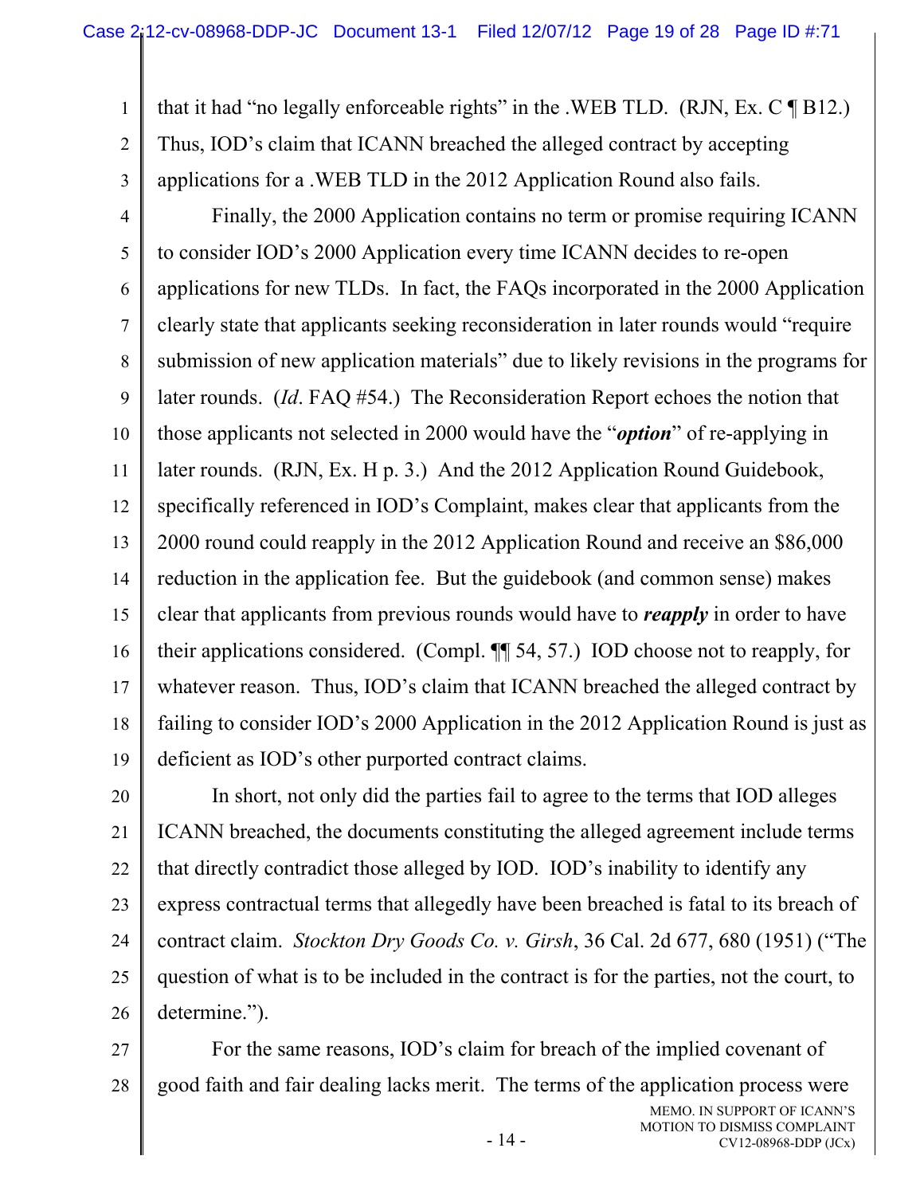that it had "no legally enforceable rights" in the .WEB TLD. (RJN, Ex. C ¶ B12.) Thus, IOD's claim that ICANN breached the alleged contract by accepting applications for a .WEB TLD in the 2012 Application Round also fails.

Finally, the 2000 Application contains no term or promise requiring ICANN to consider IOD's 2000 Application every time ICANN decides to re-open applications for new TLDs. In fact, the FAQs incorporated in the 2000 Application clearly state that applicants seeking reconsideration in later rounds would "require submission of new application materials" due to likely revisions in the programs for later rounds. (*Id*. FAQ #54.) The Reconsideration Report echoes the notion that those applicants not selected in 2000 would have the "***option***" of re-applying in later rounds. (RJN, Ex. H p. 3.) And the 2012 Application Round Guidebook, specifically referenced in IOD's Complaint, makes clear that applicants from the 2000 round could reapply in the 2012 Application Round and receive an $86,000 reduction in the application fee. But the guidebook (and common sense) makes clear that applicants from previous rounds would have to ***reapply*** in order to have their applications considered. (Compl. ¶¶ 54, 57.) IOD choose not to reapply, for whatever reason. Thus, IOD's claim that ICANN breached the alleged contract by failing to consider IOD's 2000 Application in the 2012 Application Round is just as deficient as IOD's other purported contract claims.

In short, not only did the parties fail to agree to the terms that IOD alleges ICANN breached, the documents constituting the alleged agreement include terms that directly contradict those alleged by IOD. IOD's inability to identify any express contractual terms that allegedly have been breached is fatal to its breach of contract claim. *Stockton Dry Goods Co. v. Girsh*, 36 Cal. 2d 677, 680 (1951) ("The question of what is to be included in the contract is for the parties, not the court, to determine.").

For the same reasons, IOD's claim for breach of the implied covenant of good faith and fair dealing lacks merit. The terms of the application process were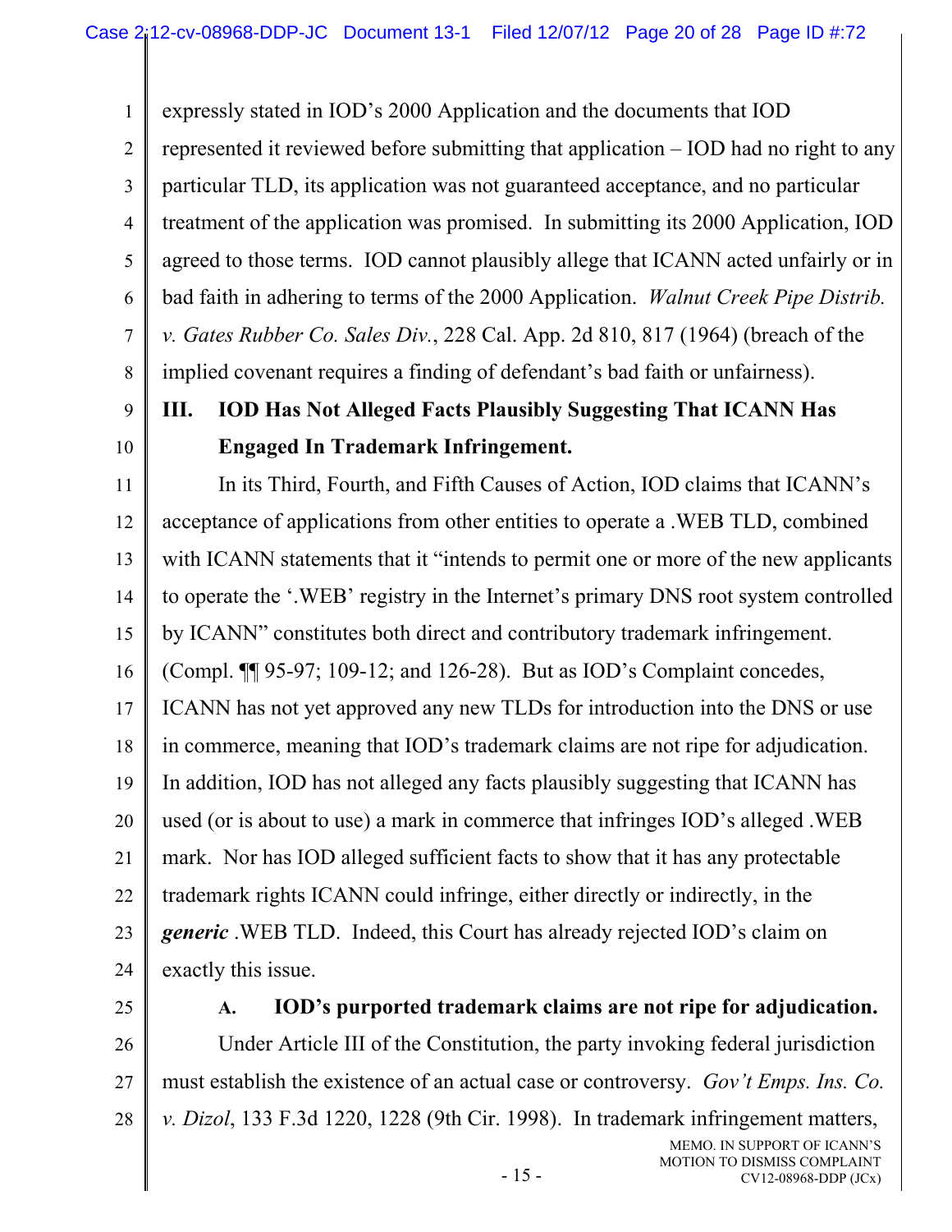expressly stated in IOD's 2000 Application and the documents that IOD represented it reviewed before submitting that application – IOD had no right to any particular TLD, its application was not guaranteed acceptance, and no particular treatment of the application was promised. In submitting its 2000 Application, IOD agreed to those terms. IOD cannot plausibly allege that ICANN acted unfairly or in bad faith in adhering to terms of the 2000 Application. *Walnut Creek Pipe Distrib. v. Gates Rubber Co. Sales Div.*, 228 Cal. App. 2d 810, 817 (1964) (breach of the implied covenant requires a finding of defendant's bad faith or unfairness).

## III. IOD Has Not Alleged Facts Plausibly Suggesting That ICANN Has Engaged In Trademark Infringement.

In its Third, Fourth, and Fifth Causes of Action, IOD claims that ICANN's acceptance of applications from other entities to operate a .WEB TLD, combined with ICANN statements that it "intends to permit one or more of the new applicants to operate the '.WEB' registry in the Internet's primary DNS root system controlled by ICANN" constitutes both direct and contributory trademark infringement. (Compl. ¶¶ 95-97; 109-12; and 126-28). But as IOD's Complaint concedes, ICANN has not yet approved any new TLDs for introduction into the DNS or use in commerce, meaning that IOD's trademark claims are not ripe for adjudication. In addition, IOD has not alleged any facts plausibly suggesting that ICANN has used (or is about to use) a mark in commerce that infringes IOD's alleged .WEB mark. Nor has IOD alleged sufficient facts to show that it has any protectable trademark rights ICANN could infringe, either directly or indirectly, in the ***generic*** .WEB TLD. Indeed, this Court has already rejected IOD's claim on exactly this issue.

### A. IOD's purported trademark claims are not ripe for adjudication.

Under Article III of the Constitution, the party invoking federal jurisdiction must establish the existence of an actual case or controversy. *Gov't Emps. Ins. Co. v. Dizol*, 133 F.3d 1220, 1228 (9th Cir. 1998). In trademark infringement matters,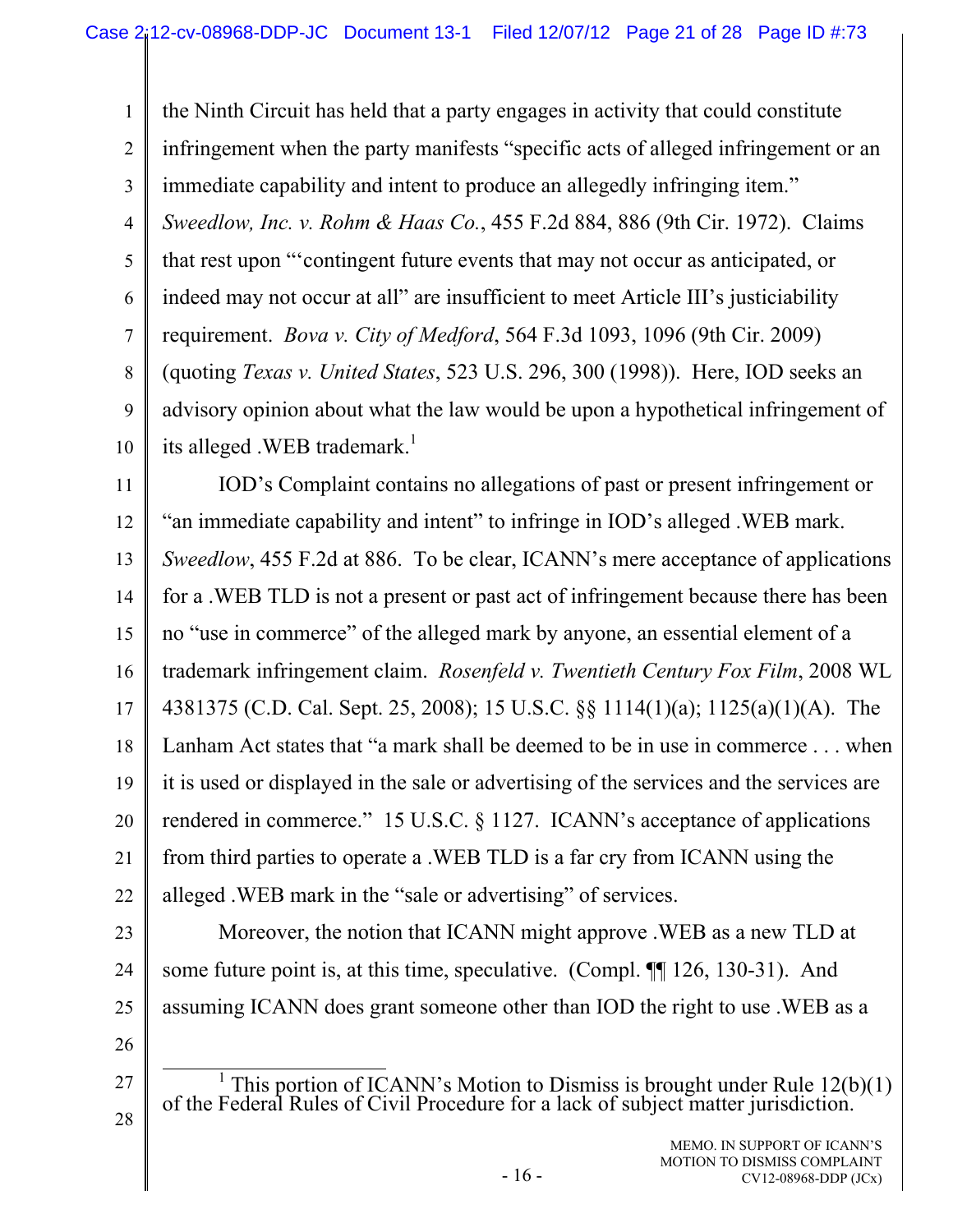the Ninth Circuit has held that a party engages in activity that could constitute infringement when the party manifests "specific acts of alleged infringement or an immediate capability and intent to produce an allegedly infringing item." *Sweedlow, Inc. v. Rohm & Haas Co.*, 455 F.2d 884, 886 (9th Cir. 1972). Claims that rest upon "'contingent future events that may not occur as anticipated, or indeed may not occur at all" are insufficient to meet Article III's justiciability requirement. *Bova v. City of Medford*, 564 F.3d 1093, 1096 (9th Cir. 2009) (quoting *Texas v. United States*, 523 U.S. 296, 300 (1998)). Here, IOD seeks an advisory opinion about what the law would be upon a hypothetical infringement of its alleged .WEB trademark.[1]

IOD's Complaint contains no allegations of past or present infringement or "an immediate capability and intent" to infringe in IOD's alleged .WEB mark. *Sweedlow*, 455 F.2d at 886. To be clear, ICANN's mere acceptance of applications for a .WEB TLD is not a present or past act of infringement because there has been no "use in commerce" of the alleged mark by anyone, an essential element of a trademark infringement claim. *Rosenfeld v. Twentieth Century Fox Film*, 2008 WL 4381375 (C.D. Cal. Sept. 25, 2008); 15 U.S.C. §§ 1114(1)(a); 1125(a)(1)(A). The Lanham Act states that "a mark shall be deemed to be in use in commerce . . . when it is used or displayed in the sale or advertising of the services and the services are rendered in commerce." 15 U.S.C. § 1127. ICANN's acceptance of applications from third parties to operate a .WEB TLD is a far cry from ICANN using the alleged .WEB mark in the "sale or advertising" of services.

Moreover, the notion that ICANN might approve .WEB as a new TLD at some future point is, at this time, speculative. (Compl. ¶¶ 126, 130-31). And assuming ICANN does grant someone other than IOD the right to use .WEB as a

---

[1] This portion of ICANN's Motion to Dismiss is brought under Rule 12(b)(1) of the Federal Rules of Civil Procedure for a lack of subject matter jurisdiction.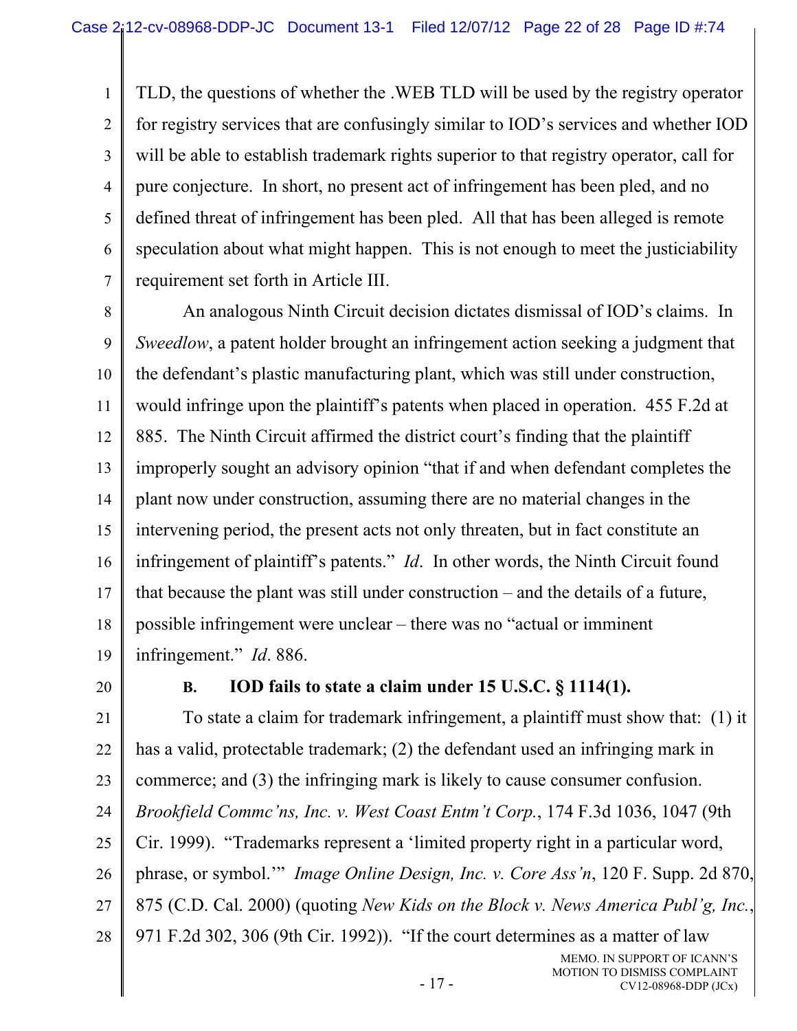TLD, the questions of whether the .WEB TLD will be used by the registry operator for registry services that are confusingly similar to IOD's services and whether IOD will be able to establish trademark rights superior to that registry operator, call for pure conjecture. In short, no present act of infringement has been pled, and no defined threat of infringement has been pled. All that has been alleged is remote speculation about what might happen. This is not enough to meet the justiciability requirement set forth in Article III.

An analogous Ninth Circuit decision dictates dismissal of IOD's claims. In *Sweedlow*, a patent holder brought an infringement action seeking a judgment that the defendant's plastic manufacturing plant, which was still under construction, would infringe upon the plaintiff's patents when placed in operation. 455 F.2d at 885. The Ninth Circuit affirmed the district court's finding that the plaintiff improperly sought an advisory opinion "that if and when defendant completes the plant now under construction, assuming there are no material changes in the intervening period, the present acts not only threaten, but in fact constitute an infringement of plaintiff's patents." *Id*. In other words, the Ninth Circuit found that because the plant was still under construction – and the details of a future, possible infringement were unclear – there was no "actual or imminent infringement." *Id*. 886.

### B. IOD fails to state a claim under 15 U.S.C. § 1114(1).

To state a claim for trademark infringement, a plaintiff must show that: (1) it has a valid, protectable trademark; (2) the defendant used an infringing mark in commerce; and (3) the infringing mark is likely to cause consumer confusion. *Brookfield Commc'ns, Inc. v. West Coast Entm't Corp.*, 174 F.3d 1036, 1047 (9th Cir. 1999). "Trademarks represent a 'limited property right in a particular word, phrase, or symbol.'" *Image Online Design, Inc. v. Core Ass'n*, 120 F. Supp. 2d 870, 875 (C.D. Cal. 2000) (quoting *New Kids on the Block v. News America Publ'g, Inc.*, 971 F.2d 302, 306 (9th Cir. 1992)). "If the court determines as a matter of law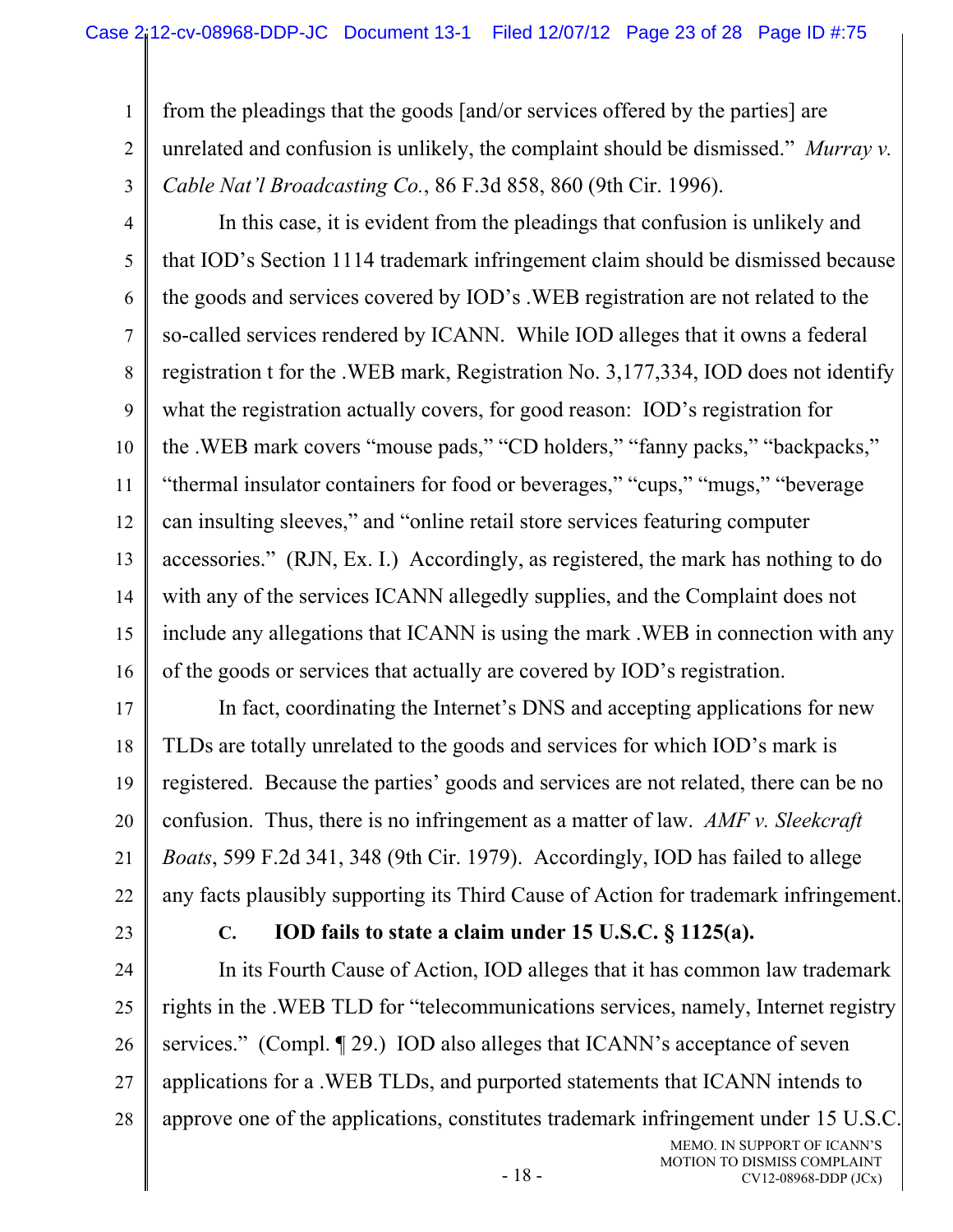from the pleadings that the goods [and/or services offered by the parties] are unrelated and confusion is unlikely, the complaint should be dismissed." *Murray v. Cable Nat'l Broadcasting Co.*, 86 F.3d 858, 860 (9th Cir. 1996).

In this case, it is evident from the pleadings that confusion is unlikely and that IOD's Section 1114 trademark infringement claim should be dismissed because the goods and services covered by IOD's .WEB registration are not related to the so-called services rendered by ICANN. While IOD alleges that it owns a federal registration t for the .WEB mark, Registration No. 3,177,334, IOD does not identify what the registration actually covers, for good reason: IOD's registration for the .WEB mark covers "mouse pads," "CD holders," "fanny packs," "backpacks," "thermal insulator containers for food or beverages," "cups," "mugs," "beverage can insulting sleeves," and "online retail store services featuring computer accessories." (RJN, Ex. I.) Accordingly, as registered, the mark has nothing to do with any of the services ICANN allegedly supplies, and the Complaint does not include any allegations that ICANN is using the mark .WEB in connection with any of the goods or services that actually are covered by IOD's registration.

In fact, coordinating the Internet's DNS and accepting applications for new TLDs are totally unrelated to the goods and services for which IOD's mark is registered. Because the parties' goods and services are not related, there can be no confusion. Thus, there is no infringement as a matter of law. *AMF v. Sleekcraft Boats*, 599 F.2d 341, 348 (9th Cir. 1979). Accordingly, IOD has failed to allege any facts plausibly supporting its Third Cause of Action for trademark infringement.

### C. IOD fails to state a claim under 15 U.S.C. § 1125(a).

In its Fourth Cause of Action, IOD alleges that it has common law trademark rights in the .WEB TLD for "telecommunications services, namely, Internet registry services." (Compl. ¶ 29.) IOD also alleges that ICANN's acceptance of seven applications for a .WEB TLDs, and purported statements that ICANN intends to approve one of the applications, constitutes trademark infringement under 15 U.S.C.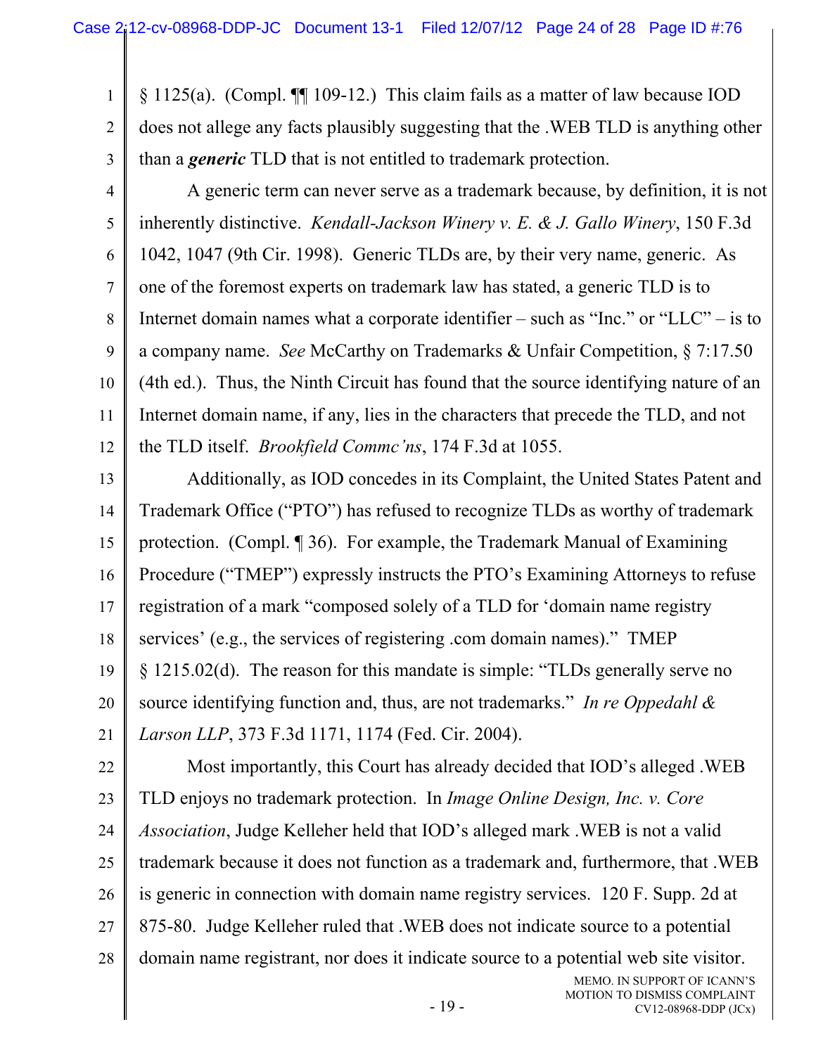§ 1125(a). (Compl. ¶¶ 109-12.) This claim fails as a matter of law because IOD does not allege any facts plausibly suggesting that the .WEB TLD is anything other than a ***generic*** TLD that is not entitled to trademark protection.

A generic term can never serve as a trademark because, by definition, it is not inherently distinctive. *Kendall-Jackson Winery v. E. & J. Gallo Winery*, 150 F.3d 1042, 1047 (9th Cir. 1998). Generic TLDs are, by their very name, generic. As one of the foremost experts on trademark law has stated, a generic TLD is to Internet domain names what a corporate identifier – such as "Inc." or "LLC" – is to a company name. *See* McCarthy on Trademarks & Unfair Competition, § 7:17.50 (4th ed.). Thus, the Ninth Circuit has found that the source identifying nature of an Internet domain name, if any, lies in the characters that precede the TLD, and not the TLD itself. *Brookfield Commc'ns*, 174 F.3d at 1055.

Additionally, as IOD concedes in its Complaint, the United States Patent and Trademark Office ("PTO") has refused to recognize TLDs as worthy of trademark protection. (Compl. ¶ 36). For example, the Trademark Manual of Examining Procedure ("TMEP") expressly instructs the PTO's Examining Attorneys to refuse registration of a mark "composed solely of a TLD for 'domain name registry services' (e.g., the services of registering .com domain names)." TMEP § 1215.02(d). The reason for this mandate is simple: "TLDs generally serve no source identifying function and, thus, are not trademarks." *In re Oppedahl & Larson LLP*, 373 F.3d 1171, 1174 (Fed. Cir. 2004).

Most importantly, this Court has already decided that IOD's alleged .WEB TLD enjoys no trademark protection. In *Image Online Design, Inc. v. Core Association*, Judge Kelleher held that IOD's alleged mark .WEB is not a valid trademark because it does not function as a trademark and, furthermore, that .WEB is generic in connection with domain name registry services. 120 F. Supp. 2d at 875-80. Judge Kelleher ruled that .WEB does not indicate source to a potential domain name registrant, nor does it indicate source to a potential web site visitor.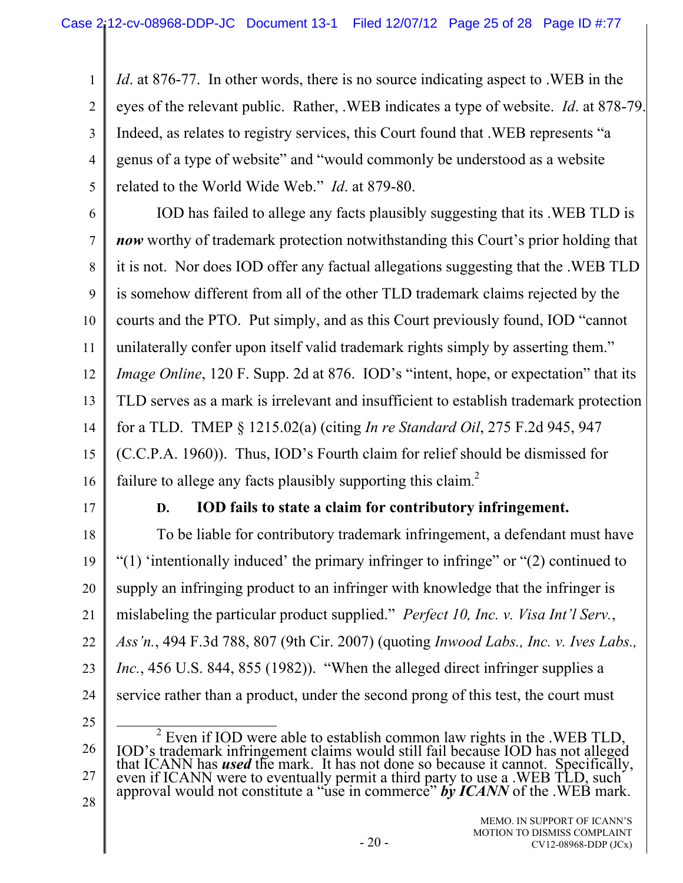*Id*. at 876-77. In other words, there is no source indicating aspect to .WEB in the eyes of the relevant public. Rather, .WEB indicates a type of website. *Id*. at 878-79. Indeed, as relates to registry services, this Court found that .WEB represents "a genus of a type of website" and "would commonly be understood as a website related to the World Wide Web." *Id*. at 879-80.

IOD has failed to allege any facts plausibly suggesting that its .WEB TLD is ***now*** worthy of trademark protection notwithstanding this Court's prior holding that it is not. Nor does IOD offer any factual allegations suggesting that the .WEB TLD is somehow different from all of the other TLD trademark claims rejected by the courts and the PTO. Put simply, and as this Court previously found, IOD "cannot unilaterally confer upon itself valid trademark rights simply by asserting them." *Image Online*, 120 F. Supp. 2d at 876. IOD's "intent, hope, or expectation" that its TLD serves as a mark is irrelevant and insufficient to establish trademark protection for a TLD. TMEP § 1215.02(a) (citing *In re Standard Oil*, 275 F.2d 945, 947 (C.C.P.A. 1960)). Thus, IOD's Fourth claim for relief should be dismissed for failure to allege any facts plausibly supporting this claim.[2]

### D. IOD fails to state a claim for contributory infringement.

To be liable for contributory trademark infringement, a defendant must have "(1) 'intentionally induced' the primary infringer to infringe" or "(2) continued to supply an infringing product to an infringer with knowledge that the infringer is mislabeling the particular product supplied." *Perfect 10, Inc. v. Visa Int'l Serv., Ass'n.*, 494 F.3d 788, 807 (9th Cir. 2007) (quoting *Inwood Labs., Inc. v. Ives Labs., Inc.*, 456 U.S. 844, 855 (1982)). "When the alleged direct infringer supplies a service rather than a product, under the second prong of this test, the court must

[2] Even if IOD were able to establish common law rights in the .WEB TLD, IOD's trademark infringement claims would still fail because IOD has not alleged that ICANN has ***used*** the mark. It has not done so because it cannot. Specifically, even if ICANN were to eventually permit a third party to use a .WEB TLD, such approval would not constitute a "use in commerce" ***by ICANN*** of the .WEB mark.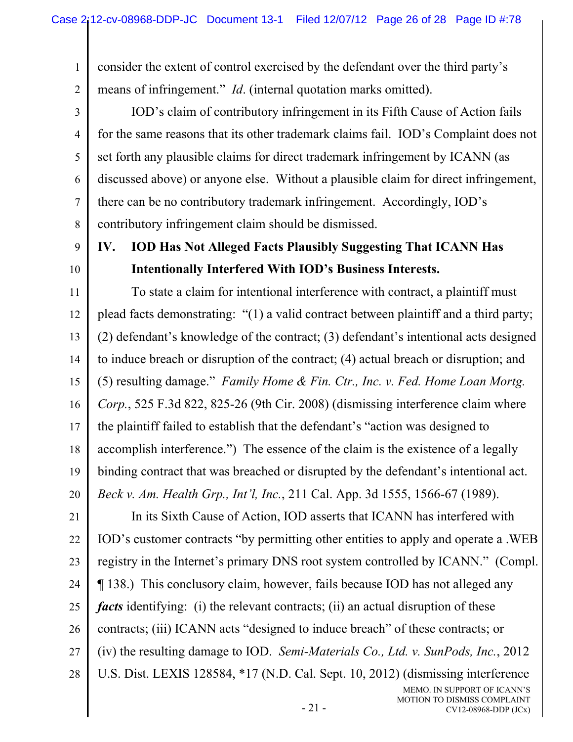consider the extent of control exercised by the defendant over the third party's means of infringement." *Id*. (internal quotation marks omitted).

IOD's claim of contributory infringement in its Fifth Cause of Action fails for the same reasons that its other trademark claims fail. IOD's Complaint does not set forth any plausible claims for direct trademark infringement by ICANN (as discussed above) or anyone else. Without a plausible claim for direct infringement, there can be no contributory trademark infringement. Accordingly, IOD's contributory infringement claim should be dismissed.

## IV. IOD Has Not Alleged Facts Plausibly Suggesting That ICANN Has Intentionally Interfered With IOD's Business Interests.

To state a claim for intentional interference with contract, a plaintiff must plead facts demonstrating: "(1) a valid contract between plaintiff and a third party; (2) defendant's knowledge of the contract; (3) defendant's intentional acts designed to induce breach or disruption of the contract; (4) actual breach or disruption; and (5) resulting damage." *Family Home & Fin. Ctr., Inc. v. Fed. Home Loan Mortg. Corp.*, 525 F.3d 822, 825-26 (9th Cir. 2008) (dismissing interference claim where the plaintiff failed to establish that the defendant's "action was designed to accomplish interference.") The essence of the claim is the existence of a legally binding contract that was breached or disrupted by the defendant's intentional act. *Beck v. Am. Health Grp., Int'l, Inc.*, 211 Cal. App. 3d 1555, 1566-67 (1989).

In its Sixth Cause of Action, IOD asserts that ICANN has interfered with IOD's customer contracts "by permitting other entities to apply and operate a .WEB registry in the Internet's primary DNS root system controlled by ICANN." (Compl. ¶ 138.) This conclusory claim, however, fails because IOD has not alleged any ***facts*** identifying: (i) the relevant contracts; (ii) an actual disruption of these contracts; (iii) ICANN acts "designed to induce breach" of these contracts; or (iv) the resulting damage to IOD. *Semi-Materials Co., Ltd. v. SunPods, Inc.*, 2012 U.S. Dist. LEXIS 128584, *17 (N.D. Cal. Sept. 10, 2012) (dismissing interference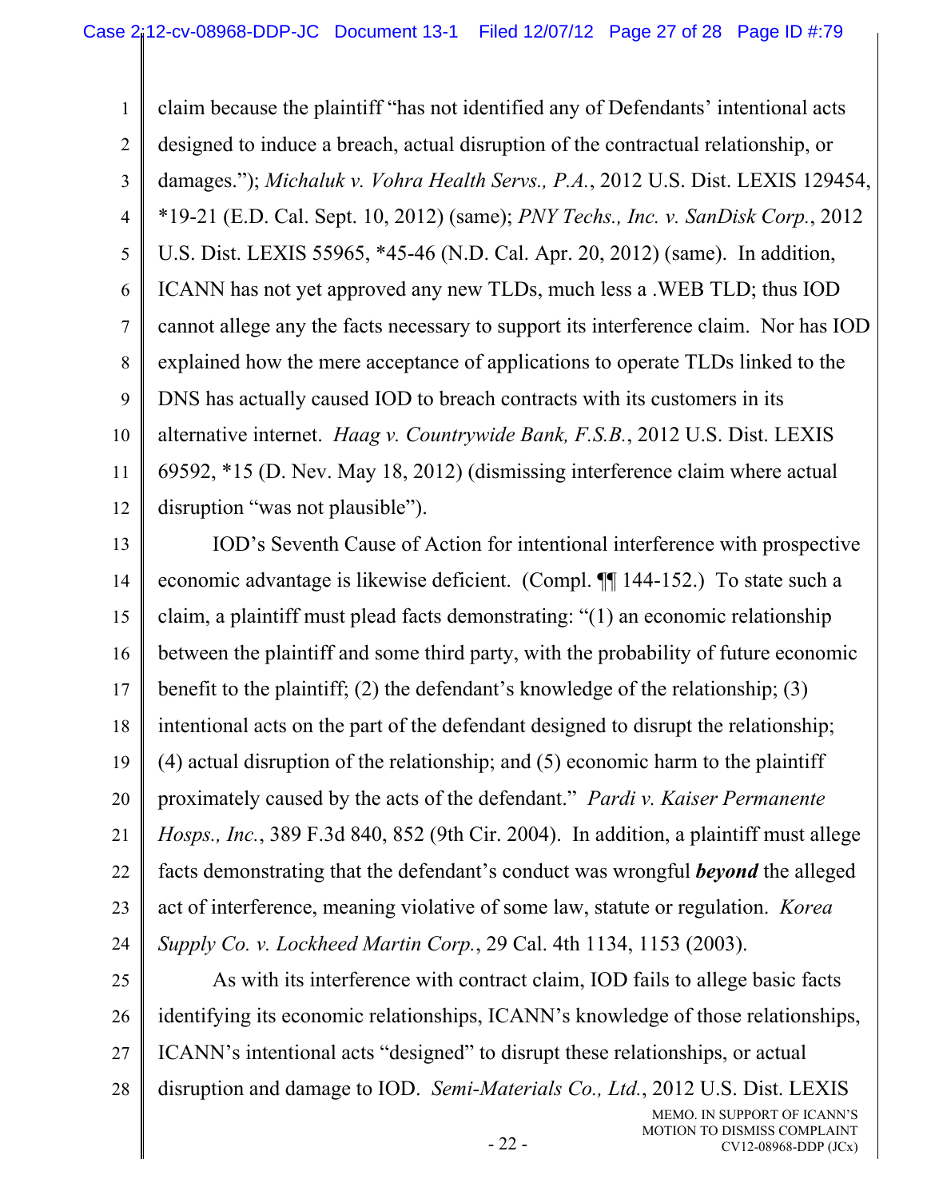claim because the plaintiff "has not identified any of Defendants' intentional acts designed to induce a breach, actual disruption of the contractual relationship, or damages."); *Michaluk v. Vohra Health Servs., P.A.*, 2012 U.S. Dist. LEXIS 129454, *19-21 (E.D. Cal. Sept. 10, 2012) (same); *PNY Techs., Inc. v. SanDisk Corp.*, 2012 U.S. Dist. LEXIS 55965, *45-46 (N.D. Cal. Apr. 20, 2012) (same). In addition, ICANN has not yet approved any new TLDs, much less a .WEB TLD; thus IOD cannot allege any the facts necessary to support its interference claim. Nor has IOD explained how the mere acceptance of applications to operate TLDs linked to the DNS has actually caused IOD to breach contracts with its customers in its alternative internet. *Haag v. Countrywide Bank, F.S.B.*, 2012 U.S. Dist. LEXIS 69592, *15 (D. Nev. May 18, 2012) (dismissing interference claim where actual disruption "was not plausible").

IOD's Seventh Cause of Action for intentional interference with prospective economic advantage is likewise deficient. (Compl. ¶¶ 144-152.) To state such a claim, a plaintiff must plead facts demonstrating: "(1) an economic relationship between the plaintiff and some third party, with the probability of future economic benefit to the plaintiff; (2) the defendant's knowledge of the relationship; (3) intentional acts on the part of the defendant designed to disrupt the relationship; (4) actual disruption of the relationship; and (5) economic harm to the plaintiff proximately caused by the acts of the defendant." *Pardi v. Kaiser Permanente Hosps., Inc.*, 389 F.3d 840, 852 (9th Cir. 2004). In addition, a plaintiff must allege facts demonstrating that the defendant's conduct was wrongful ***beyond*** the alleged act of interference, meaning violative of some law, statute or regulation. *Korea Supply Co. v. Lockheed Martin Corp.*, 29 Cal. 4th 1134, 1153 (2003).

As with its interference with contract claim, IOD fails to allege basic facts identifying its economic relationships, ICANN's knowledge of those relationships, ICANN's intentional acts "designed" to disrupt these relationships, or actual disruption and damage to IOD. *Semi-Materials Co., Ltd.*, 2012 U.S. Dist. LEXIS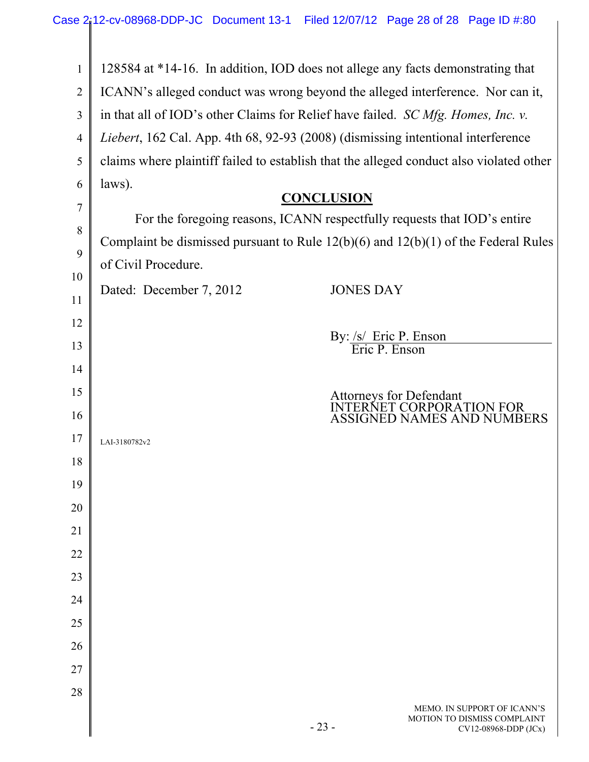128584 at *14-16. In addition, IOD does not allege any facts demonstrating that ICANN's alleged conduct was wrong beyond the alleged interference. Nor can it, in that all of IOD's other Claims for Relief have failed. *SC Mfg. Homes, Inc. v. Liebert*, 162 Cal. App. 4th 68, 92-93 (2008) (dismissing intentional interference claims where plaintiff failed to establish that the alleged conduct also violated other laws).

## CONCLUSION

For the foregoing reasons, ICANN respectfully requests that IOD's entire Complaint be dismissed pursuant to Rule 12(b)(6) and 12(b)(1) of the Federal Rules of Civil Procedure.

Dated: December 7, 2012

JONES DAY

By: /s/ Eric P. Enson
Eric P. Enson

Attorneys for Defendant
INTERNET CORPORATION FOR
ASSIGNED NAMES AND NUMBERS

LAI-3180782v2